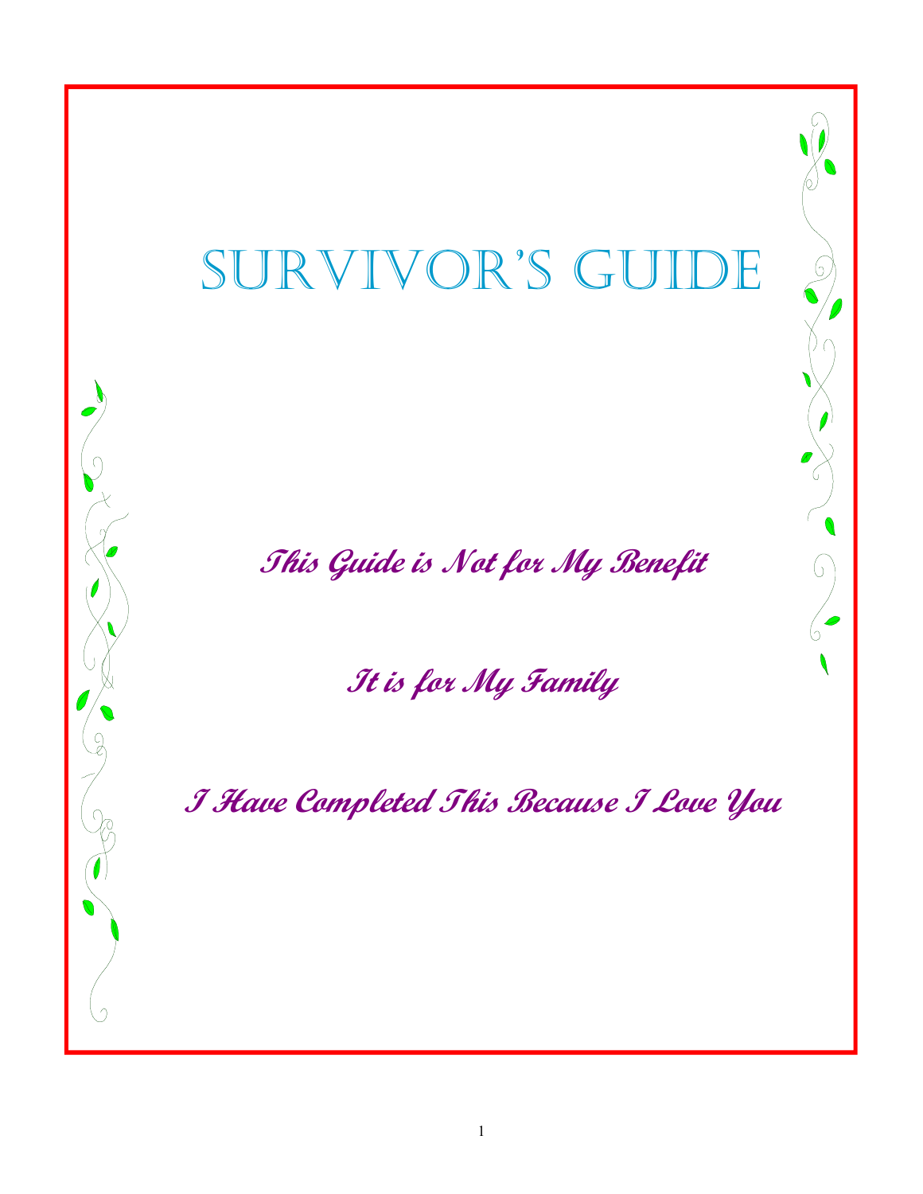# Survivor's Guide

***This Guide is Not for My Benefit***

***It is for My Family***

***I Have Completed This Because I Love You***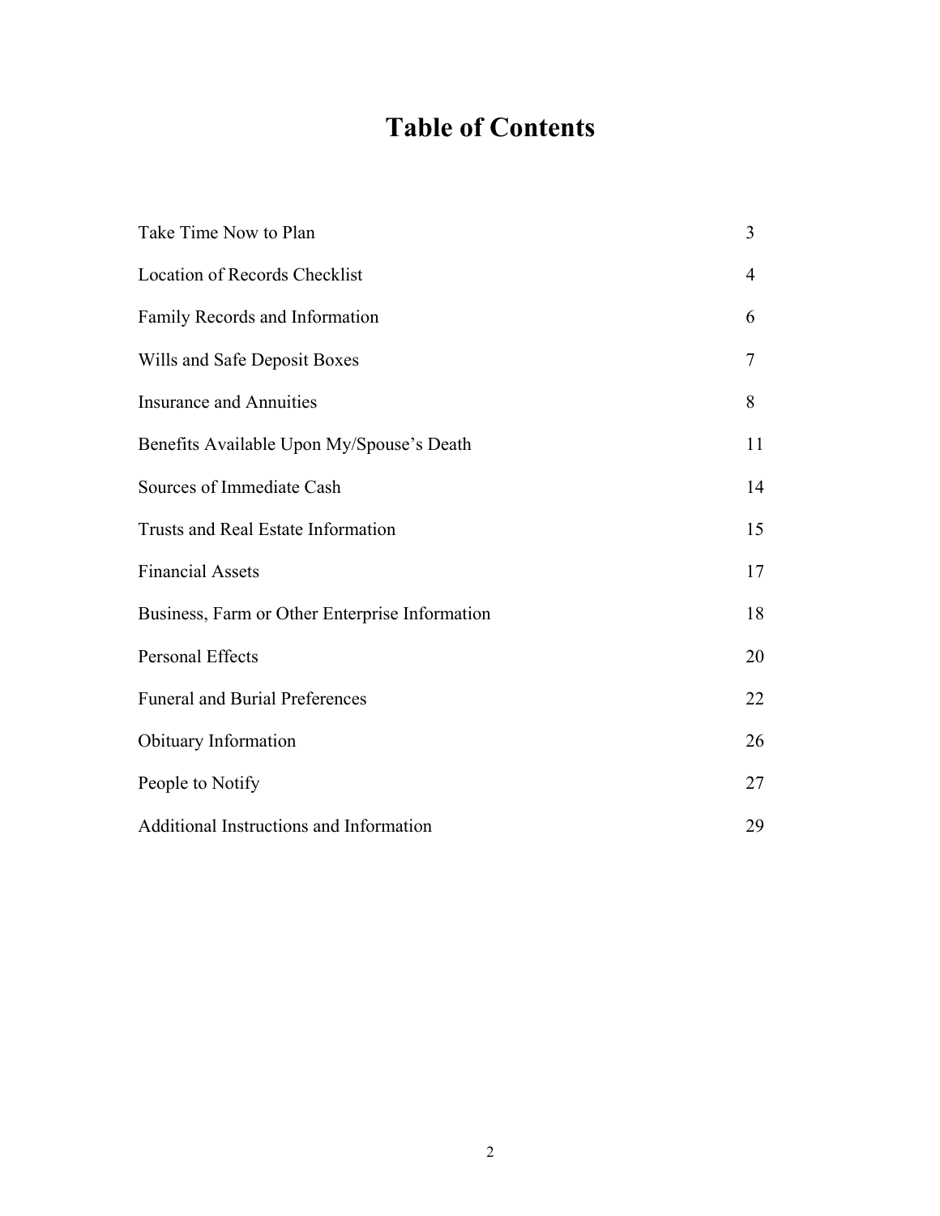# Table of Contents

| | |
|---|---|
| Take Time Now to Plan | 3 |
| Location of Records Checklist | 4 |
| Family Records and Information | 6 |
| Wills and Safe Deposit Boxes | 7 |
| Insurance and Annuities | 8 |
| Benefits Available Upon My/Spouse's Death | 11 |
| Sources of Immediate Cash | 14 |
| Trusts and Real Estate Information | 15 |
| Financial Assets | 17 |
| Business, Farm or Other Enterprise Information | 18 |
| Personal Effects | 20 |
| Funeral and Burial Preferences | 22 |
| Obituary Information | 26 |
| People to Notify | 27 |
| Additional Instructions and Information | 29 |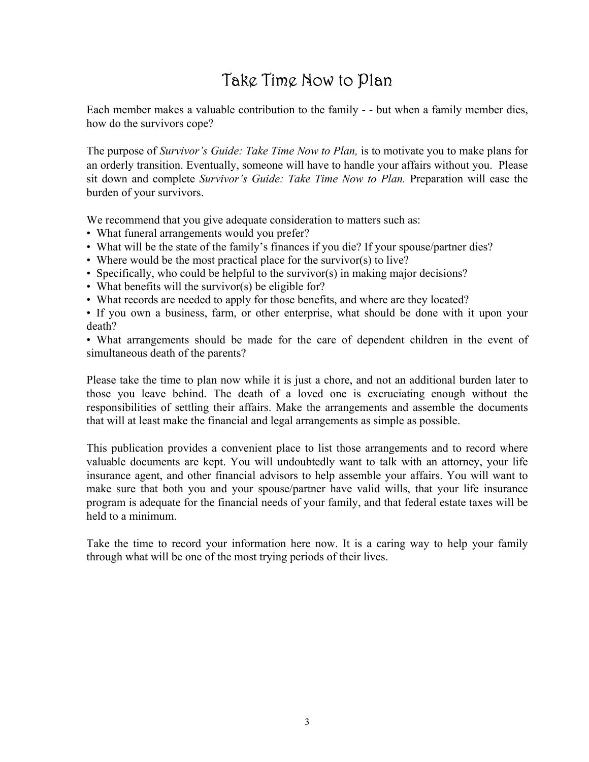# Take Time Now to Plan

Each member makes a valuable contribution to the family - - but when a family member dies, how do the survivors cope?

The purpose of *Survivor's Guide: Take Time Now to Plan,* is to motivate you to make plans for an orderly transition. Eventually, someone will have to handle your affairs without you. Please sit down and complete *Survivor's Guide: Take Time Now to Plan.* Preparation will ease the burden of your survivors.

We recommend that you give adequate consideration to matters such as:

- What funeral arrangements would you prefer?
- What will be the state of the family's finances if you die? If your spouse/partner dies?
- Where would be the most practical place for the survivor(s) to live?
- Specifically, who could be helpful to the survivor(s) in making major decisions?
- What benefits will the survivor(s) be eligible for?
- What records are needed to apply for those benefits, and where are they located?
- If you own a business, farm, or other enterprise, what should be done with it upon your death?
- What arrangements should be made for the care of dependent children in the event of simultaneous death of the parents?

Please take the time to plan now while it is just a chore, and not an additional burden later to those you leave behind. The death of a loved one is excruciating enough without the responsibilities of settling their affairs. Make the arrangements and assemble the documents that will at least make the financial and legal arrangements as simple as possible.

This publication provides a convenient place to list those arrangements and to record where valuable documents are kept. You will undoubtedly want to talk with an attorney, your life insurance agent, and other financial advisors to help assemble your affairs. You will want to make sure that both you and your spouse/partner have valid wills, that your life insurance program is adequate for the financial needs of your family, and that federal estate taxes will be held to a minimum.

Take the time to record your information here now. It is a caring way to help your family through what will be one of the most trying periods of their lives.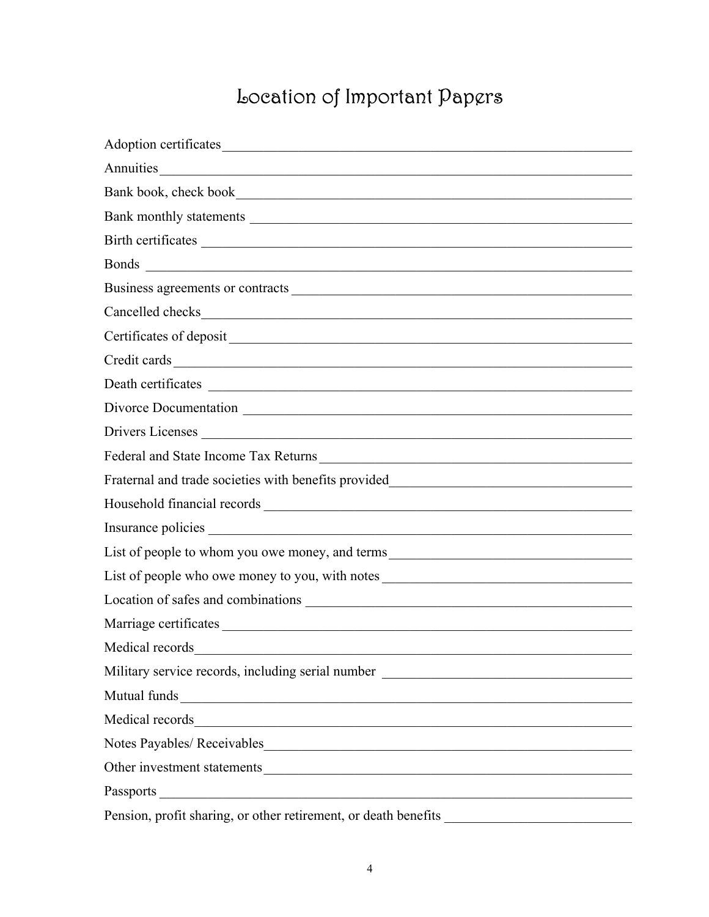# Location of Important Papers

Adoption certificates_______________________________________________

Annuities_______________________________________________

Bank book, check book_______________________________________________

Bank monthly statements _______________________________________________

Birth certificates _______________________________________________

Bonds _______________________________________________

Business agreements or contracts _______________________________________________

Cancelled checks_______________________________________________

Certificates of deposit _______________________________________________

Credit cards_______________________________________________

Death certificates _______________________________________________

Divorce Documentation _______________________________________________

Drivers Licenses _______________________________________________

Federal and State Income Tax Returns _______________________________________________

Fraternal and trade societies with benefits provided_______________________________________________

Household financial records _______________________________________________

Insurance policies _______________________________________________

List of people to whom you owe money, and terms_______________________________________________

List of people who owe money to you, with notes _______________________________________________

Location of safes and combinations _______________________________________________

Marriage certificates _______________________________________________

Medical records_______________________________________________

Military service records, including serial number _______________________________________________

Mutual funds_______________________________________________

Medical records_______________________________________________

Notes Payables/ Receivables_______________________________________________

Other investment statements_______________________________________________

Passports _______________________________________________

Pension, profit sharing, or other retirement, or death benefits _______________________________________________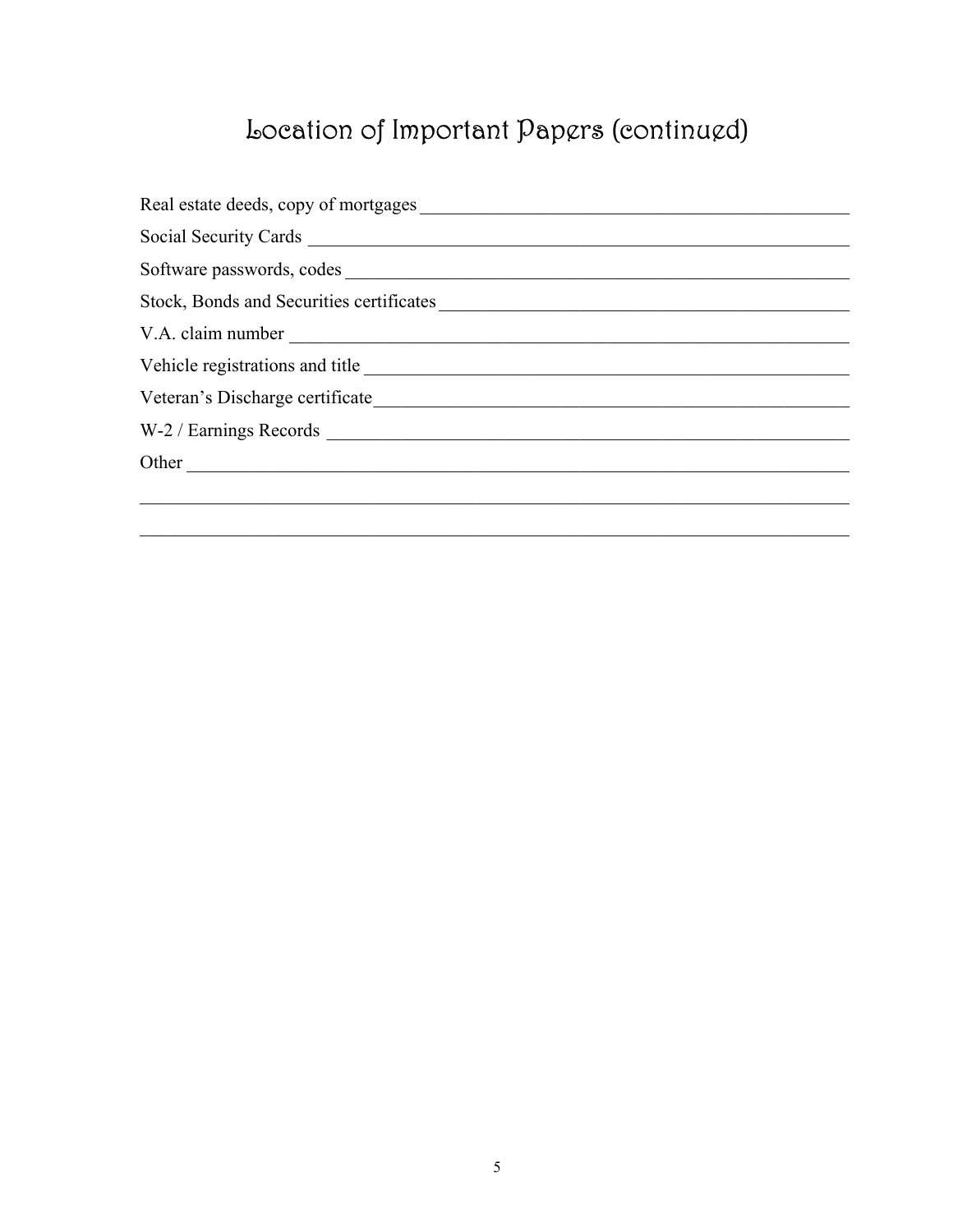# Location of Important Papers (continued)

Real estate deeds, copy of mortgages ______________________________________________

Social Security Cards ____________________________________________________________

Software passwords, codes ________________________________________________________

Stock, Bonds and Securities certificates ____________________________________________

V.A. claim number ______________________________________________________________

Vehicle registrations and title _____________________________________________________

Veteran's Discharge certificate ____________________________________________________

W-2 / Earnings Records __________________________________________________________

Other ______________________________________________________________________

_____________________________________________________________________________

_____________________________________________________________________________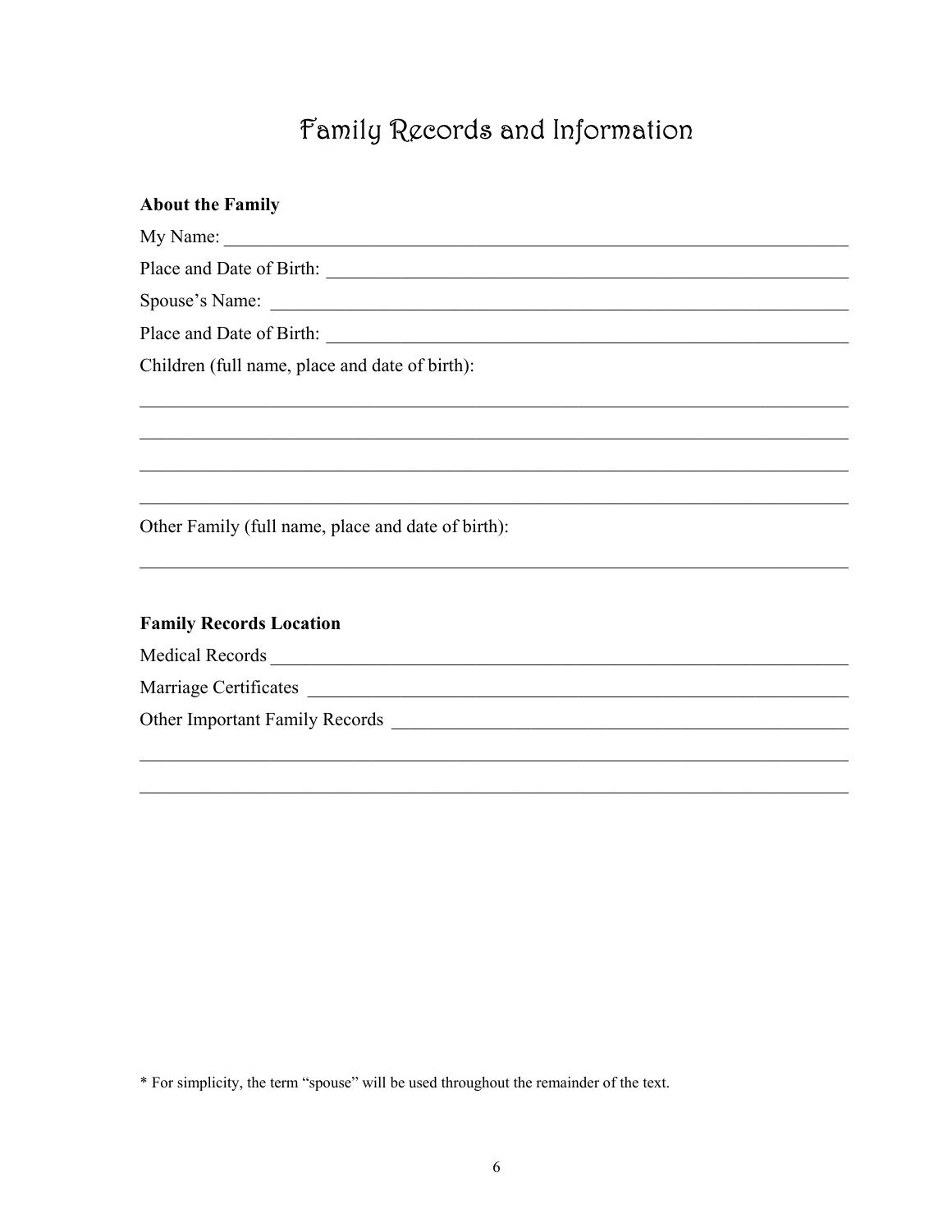# Family Records and Information

**About the Family**

My Name: ____________________________________________________________________

Place and Date of Birth: ______________________________________________________

Spouse's Name: ______________________________________________________________

Place and Date of Birth: ______________________________________________________

Children (full name, place and date of birth):

____________________________________________________________________________

____________________________________________________________________________

____________________________________________________________________________

____________________________________________________________________________

Other Family (full name, place and date of birth):

____________________________________________________________________________

**Family Records Location**

Medical Records _____________________________________________________________

Marriage Certificates _________________________________________________________

Other Important Family Records ________________________________________________

____________________________________________________________________________

____________________________________________________________________________

* For simplicity, the term "spouse" will be used throughout the remainder of the text.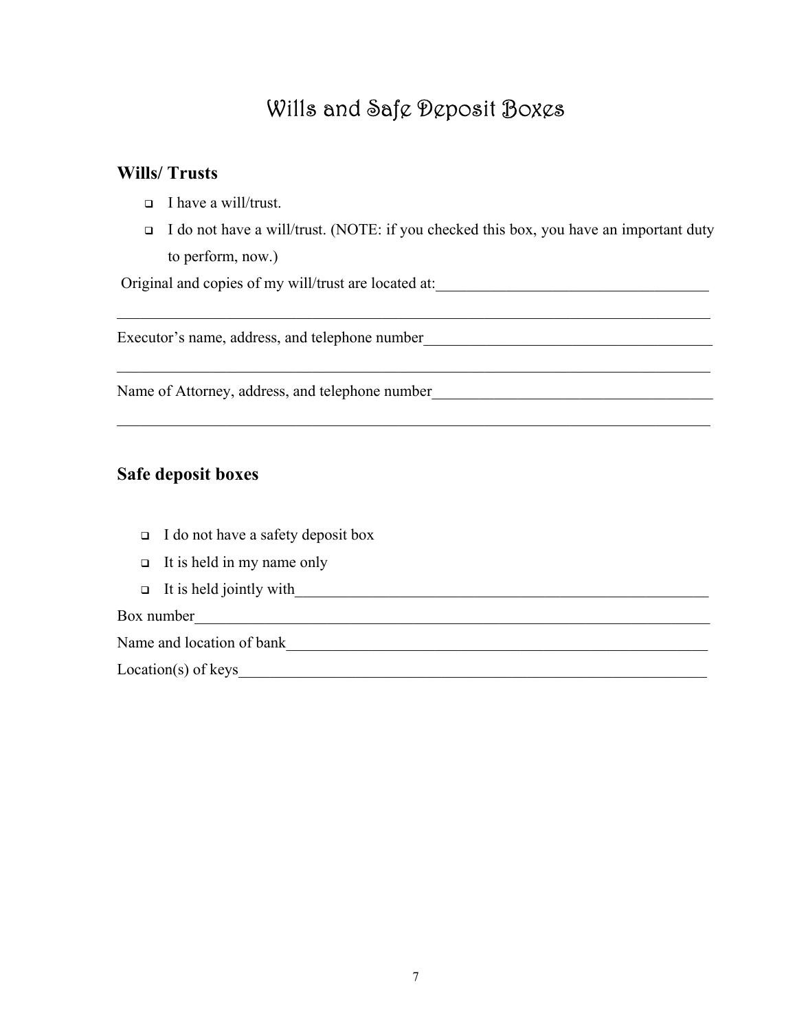# Wills and Safe Deposit Boxes

## Wills/ Trusts

- ❑ I have a will/trust.
- ❑ I do not have a will/trust. (NOTE: if you checked this box, you have an important duty to perform, now.)

Original and copies of my will/trust are located at:_____________________________________

_______________________________________________________________________________

Executor's name, address, and telephone number______________________________________

_______________________________________________________________________________

Name of Attorney, address, and telephone number_____________________________________

_______________________________________________________________________________

## Safe deposit boxes

- ❑ I do not have a safety deposit box
- ❑ It is held in my name only
- ❑ It is held jointly with_________________________________________________________

Box number_____________________________________________________________________

Name and location of bank_______________________________________________________

Location(s) of keys______________________________________________________________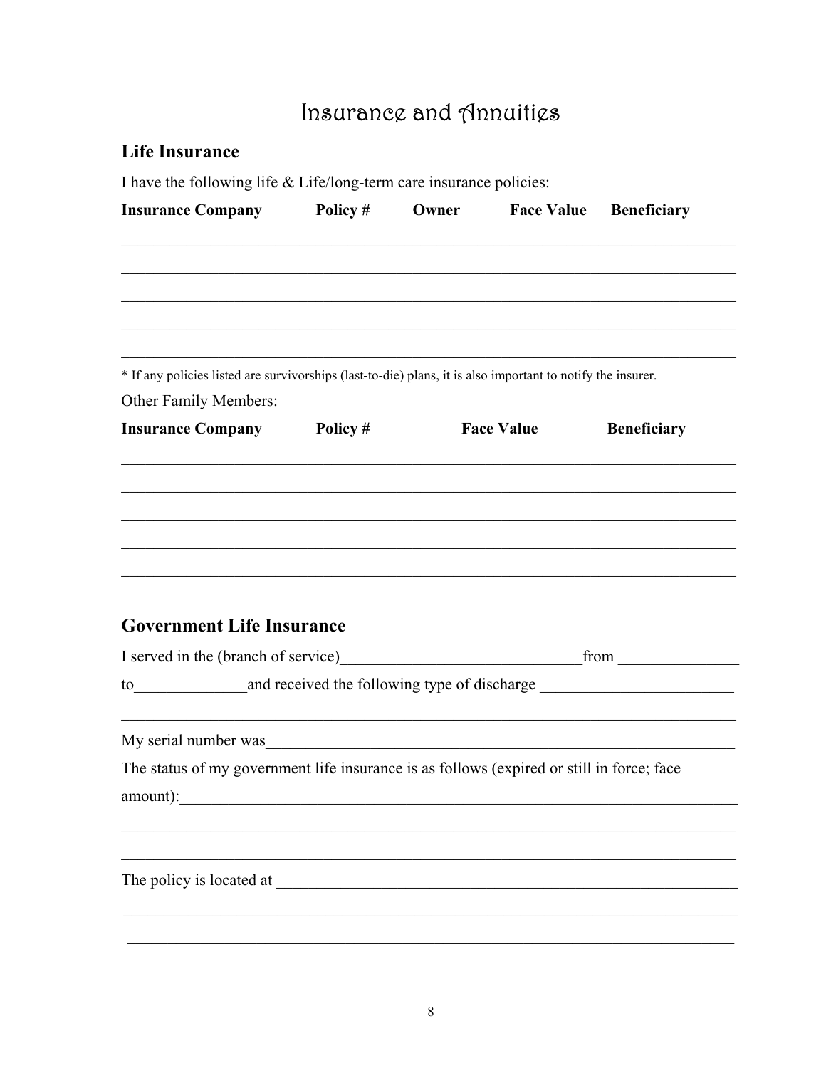# Insurance and Annuities

## Life Insurance

I have the following life & Life/long-term care insurance policies:

| Insurance Company | Policy # | Owner | Face Value | Beneficiary |
|---|---|---|---|---|
| | | | | |
| | | | | |
| | | | | |
| | | | | |
| | | | | |

* If any policies listed are survivorships (last-to-die) plans, it is also important to notify the insurer.

Other Family Members:

| Insurance Company | Policy # | Face Value | Beneficiary |
|---|---|---|---|
| | | | |
| | | | |
| | | | |
| | | | |
| | | | |

## Government Life Insurance

I served in the (branch of service)______________________________from _______________ to______________and received the following type of discharge ________________________

_____________________________________________________________________________

My serial number was_________________________________________________________

The status of my government life insurance is as follows (expired or still in force; face amount):________________________________________________________________________

_____________________________________________________________________________

_____________________________________________________________________________

The policy is located at ______________________________________________________

_____________________________________________________________________________

_____________________________________________________________________________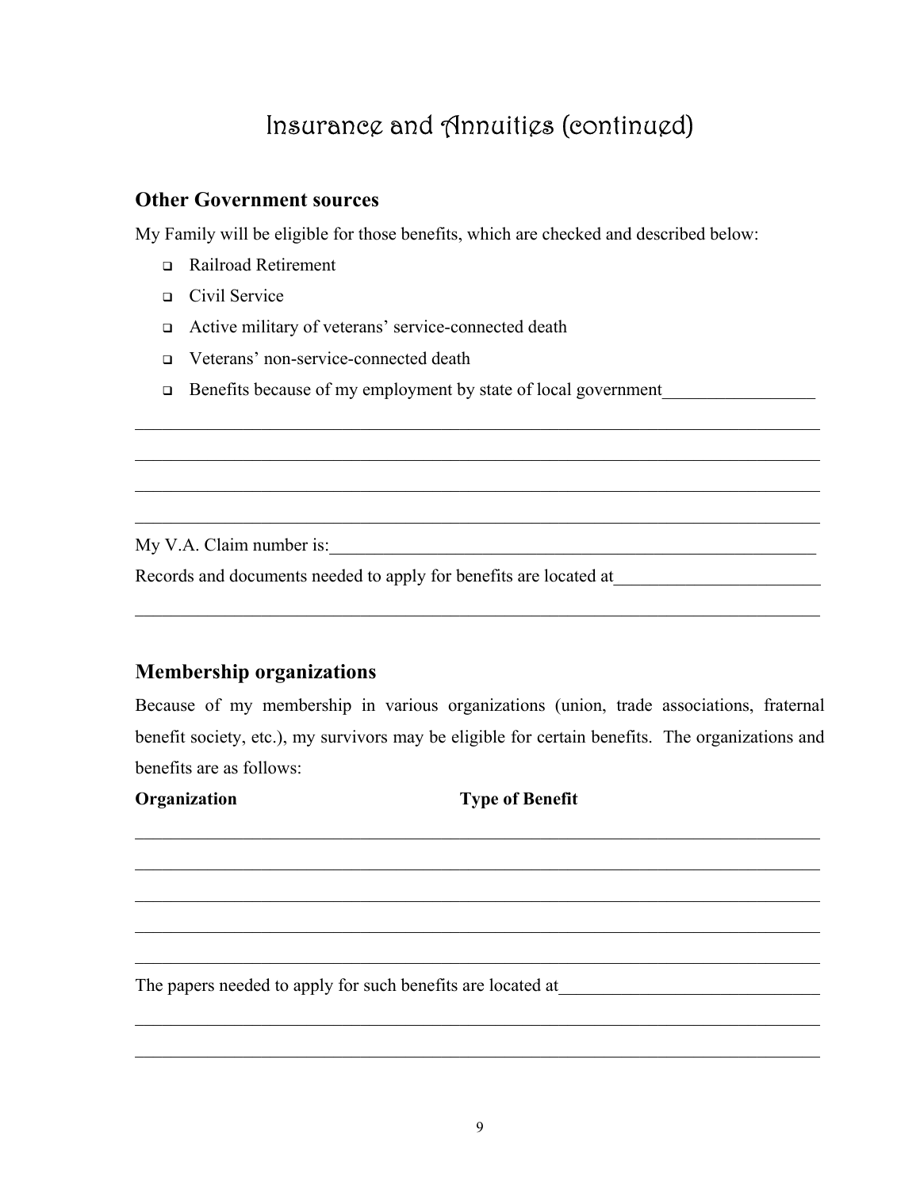# Insurance and Annuities (continued)

## Other Government sources

My Family will be eligible for those benefits, which are checked and described below:

- ☐ Railroad Retirement
- ☐ Civil Service
- ☐ Active military of veterans' service-connected death
- ☐ Veterans' non-service-connected death
- ☐ Benefits because of my employment by state of local government_________________

______________________________________________________________________________

______________________________________________________________________________

______________________________________________________________________________

______________________________________________________________________________

My V.A. Claim number is:_________________________________________________________

Records and documents needed to apply for benefits are located at_______________________

______________________________________________________________________________

## Membership organizations

Because of my membership in various organizations (union, trade associations, fraternal benefit society, etc.), my survivors may be eligible for certain benefits. The organizations and benefits are as follows:

**Organization** **Type of Benefit**

______________________________________________________________________________

______________________________________________________________________________

______________________________________________________________________________

______________________________________________________________________________

______________________________________________________________________________

The papers needed to apply for such benefits are located at_____________________________

______________________________________________________________________________

______________________________________________________________________________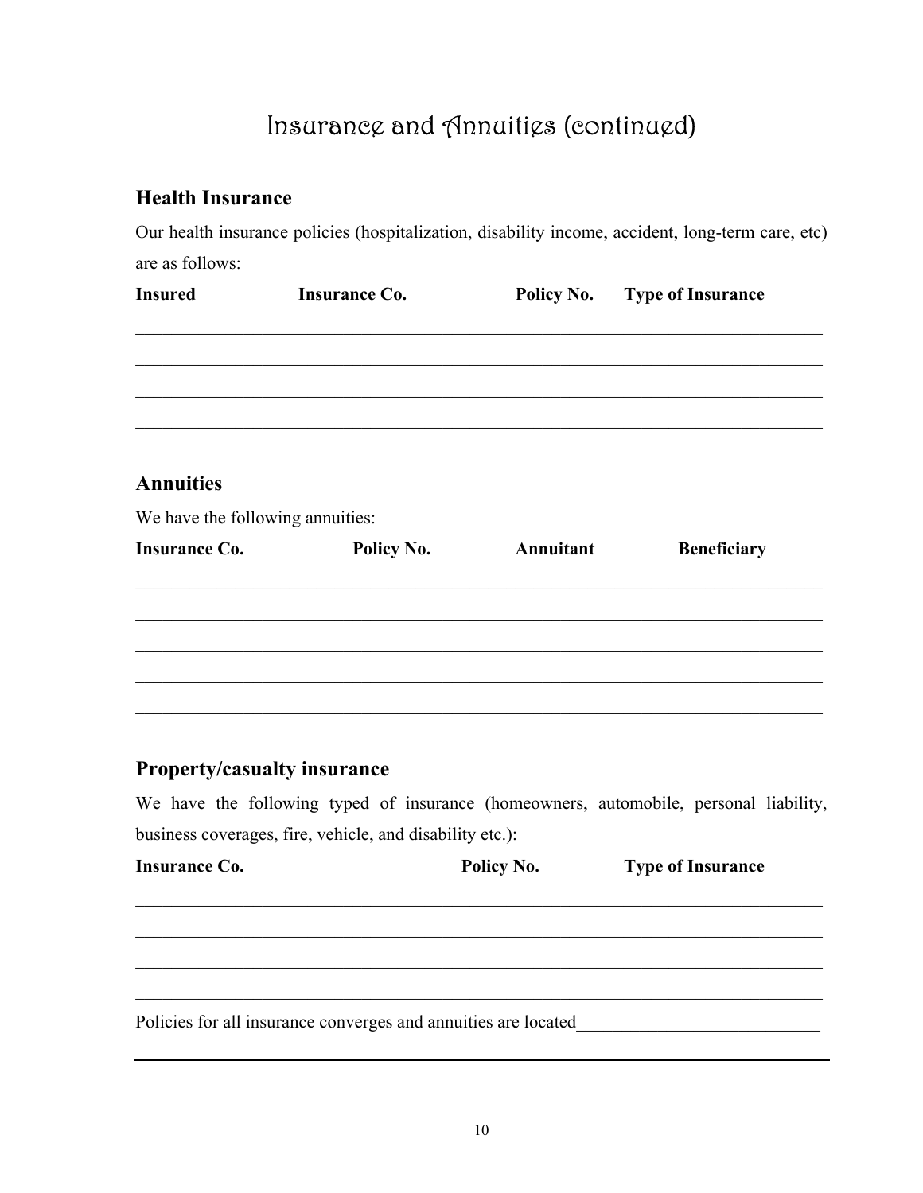# Insurance and Annuities (continued)

## Health Insurance

Our health insurance policies (hospitalization, disability income, accident, long-term care, etc) are as follows:

| Insured | Insurance Co. | Policy No. | Type of Insurance |
|---|---|---|---|
| | | | |
| | | | |
| | | | |
| | | | |

## Annuities

We have the following annuities:

| Insurance Co. | Policy No. | Annuitant | Beneficiary |
|---|---|---|---|
| | | | |
| | | | |
| | | | |
| | | | |
| | | | |

## Property/casualty insurance

We have the following typed of insurance (homeowners, automobile, personal liability, business coverages, fire, vehicle, and disability etc.):

| Insurance Co. | Policy No. | Type of Insurance |
|---|---|---|
| | | |
| | | |
| | | |
| | | |

Policies for all insurance converges and annuities are located\_\_\_\_\_\_\_\_\_\_\_\_\_\_\_\_\_\_\_\_\_\_\_\_\_\_\_\_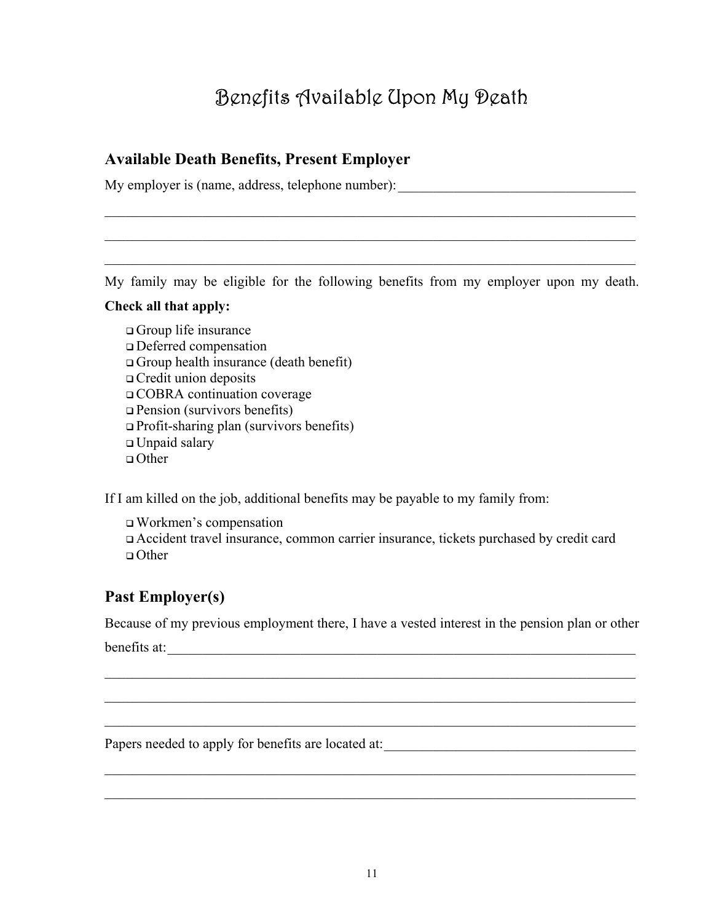# Benefits Available Upon My Death

## Available Death Benefits, Present Employer

My employer is (name, address, telephone number):___________________________________

_____________________________________________________________________________

_____________________________________________________________________________

_____________________________________________________________________________

My family may be eligible for the following benefits from my employer upon my death.

**Check all that apply:**

- ❑ Group life insurance
- ❑ Deferred compensation
- ❑ Group health insurance (death benefit)
- ❑ Credit union deposits
- ❑ COBRA continuation coverage
- ❑ Pension (survivors benefits)
- ❑ Profit-sharing plan (survivors benefits)
- ❑ Unpaid salary
- ❑ Other

If I am killed on the job, additional benefits may be payable to my family from:

- ❑ Workmen's compensation
- ❑ Accident travel insurance, common carrier insurance, tickets purchased by credit card
- ❑ Other

## Past Employer(s)

Because of my previous employment there, I have a vested interest in the pension plan or other benefits at:_________________________________________________________________

_____________________________________________________________________________

_____________________________________________________________________________

_____________________________________________________________________________

Papers needed to apply for benefits are located at:_____________________________________

_____________________________________________________________________________

_____________________________________________________________________________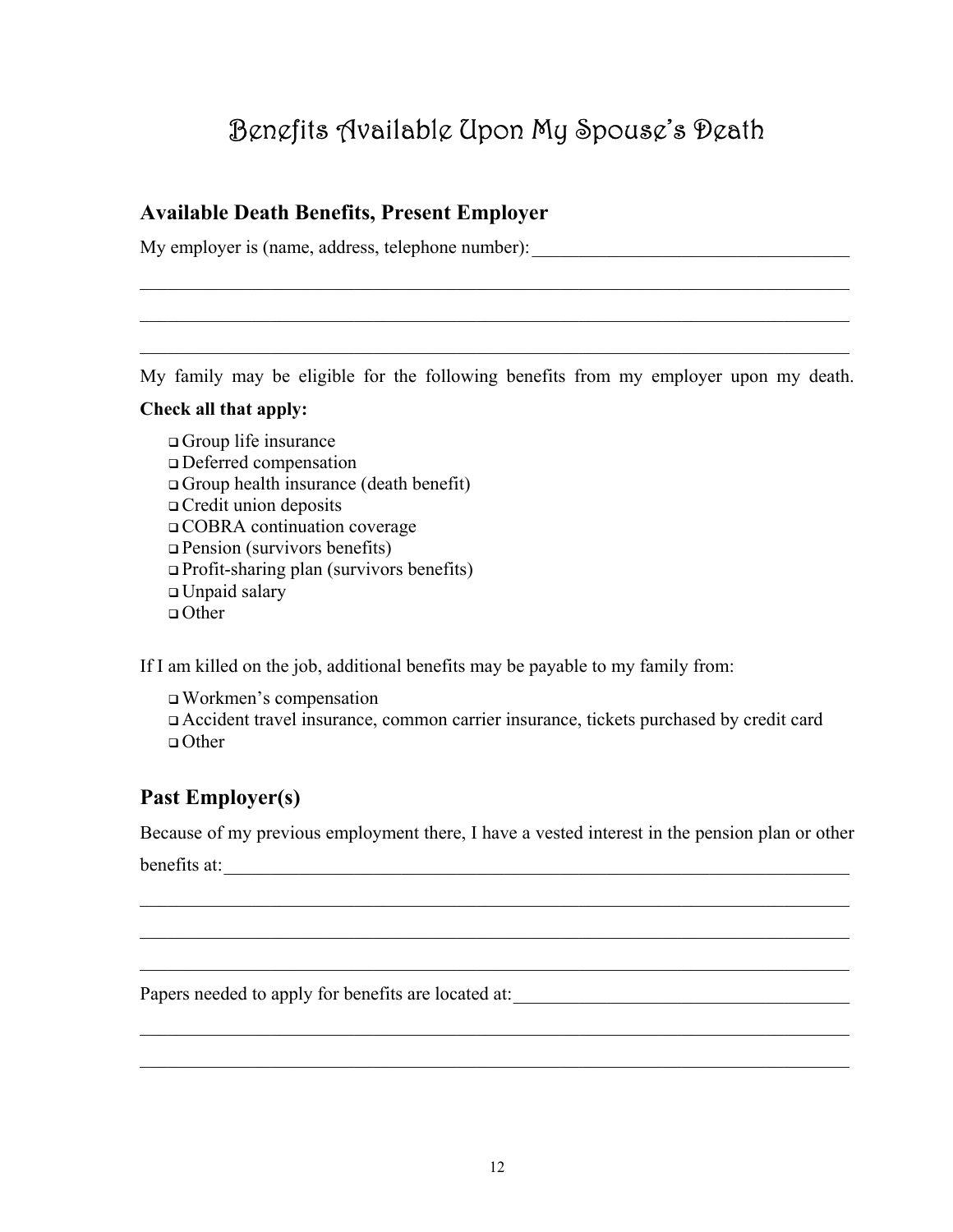# Benefits Available Upon My Spouse's Death

## Available Death Benefits, Present Employer

My employer is (name, address, telephone number): ___________________________________

_______________________________________________________________________________

_______________________________________________________________________________

_______________________________________________________________________________

My family may be eligible for the following benefits from my employer upon my death.

**Check all that apply:**

- ❑ Group life insurance
- ❑ Deferred compensation
- ❑ Group health insurance (death benefit)
- ❑ Credit union deposits
- ❑ COBRA continuation coverage
- ❑ Pension (survivors benefits)
- ❑ Profit-sharing plan (survivors benefits)
- ❑ Unpaid salary
- ❑ Other

If I am killed on the job, additional benefits may be payable to my family from:

- ❑ Workmen's compensation
- ❑ Accident travel insurance, common carrier insurance, tickets purchased by credit card
- ❑ Other

## Past Employer(s)

Because of my previous employment there, I have a vested interest in the pension plan or other benefits at: _________________________________________________________________

_______________________________________________________________________________

_______________________________________________________________________________

_______________________________________________________________________________

Papers needed to apply for benefits are located at: _____________________________________

_______________________________________________________________________________

_______________________________________________________________________________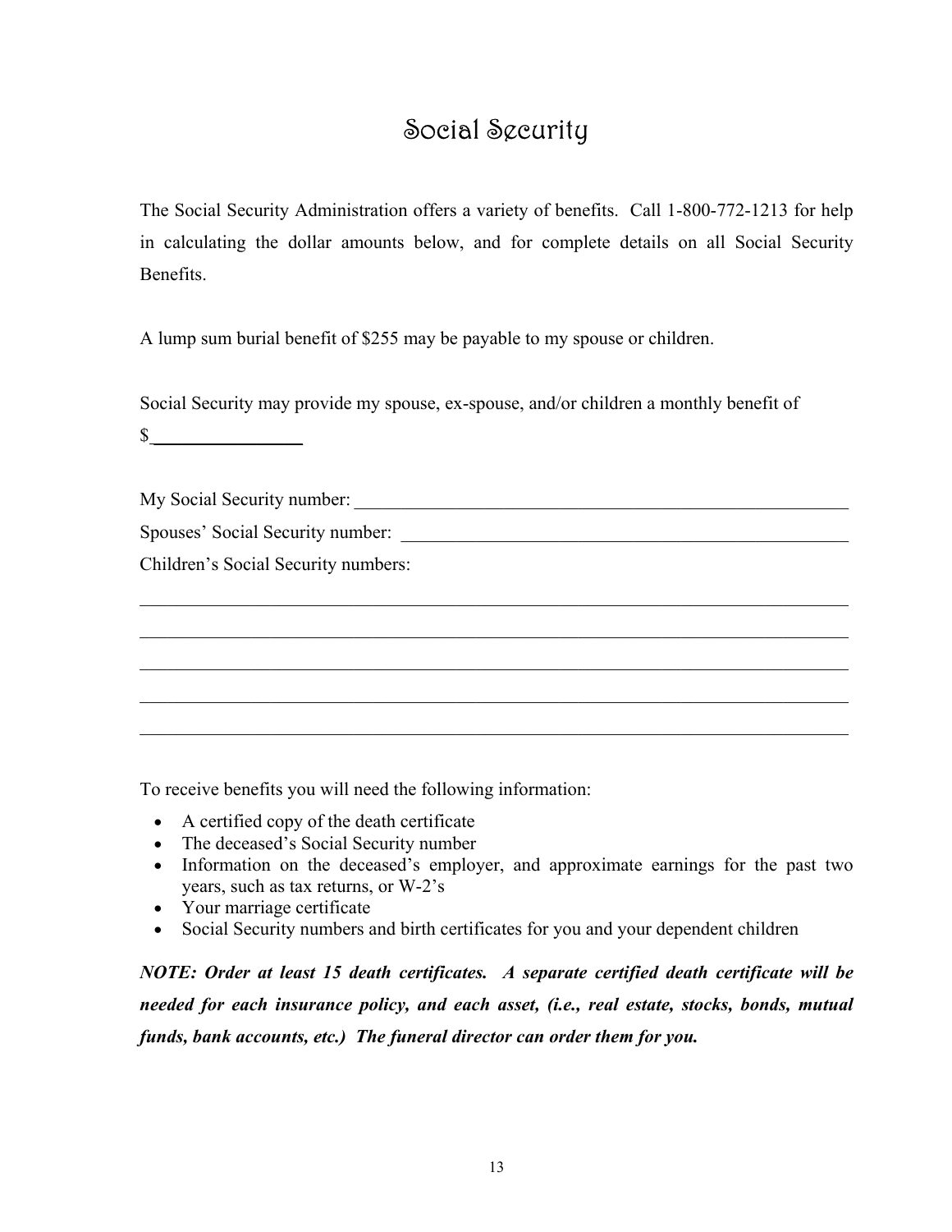# Social Security

The Social Security Administration offers a variety of benefits. Call 1-800-772-1213 for help in calculating the dollar amounts below, and for complete details on all Social Security Benefits.

A lump sum burial benefit of $255 may be payable to my spouse or children.

Social Security may provide my spouse, ex-spouse, and/or children a monthly benefit of $________________

My Social Security number: ___________________________________________________________

Spouses' Social Security number: ______________________________________________________

Children's Social Security numbers:

_______________________________________________________________________________

_______________________________________________________________________________

_______________________________________________________________________________

_______________________________________________________________________________

_______________________________________________________________________________

To receive benefits you will need the following information:

- A certified copy of the death certificate
- The deceased's Social Security number
- Information on the deceased's employer, and approximate earnings for the past two years, such as tax returns, or W-2's
- Your marriage certificate
- Social Security numbers and birth certificates for you and your dependent children

***NOTE: Order at least 15 death certificates. A separate certified death certificate will be needed for each insurance policy, and each asset, (i.e., real estate, stocks, bonds, mutual funds, bank accounts, etc.) The funeral director can order them for you.***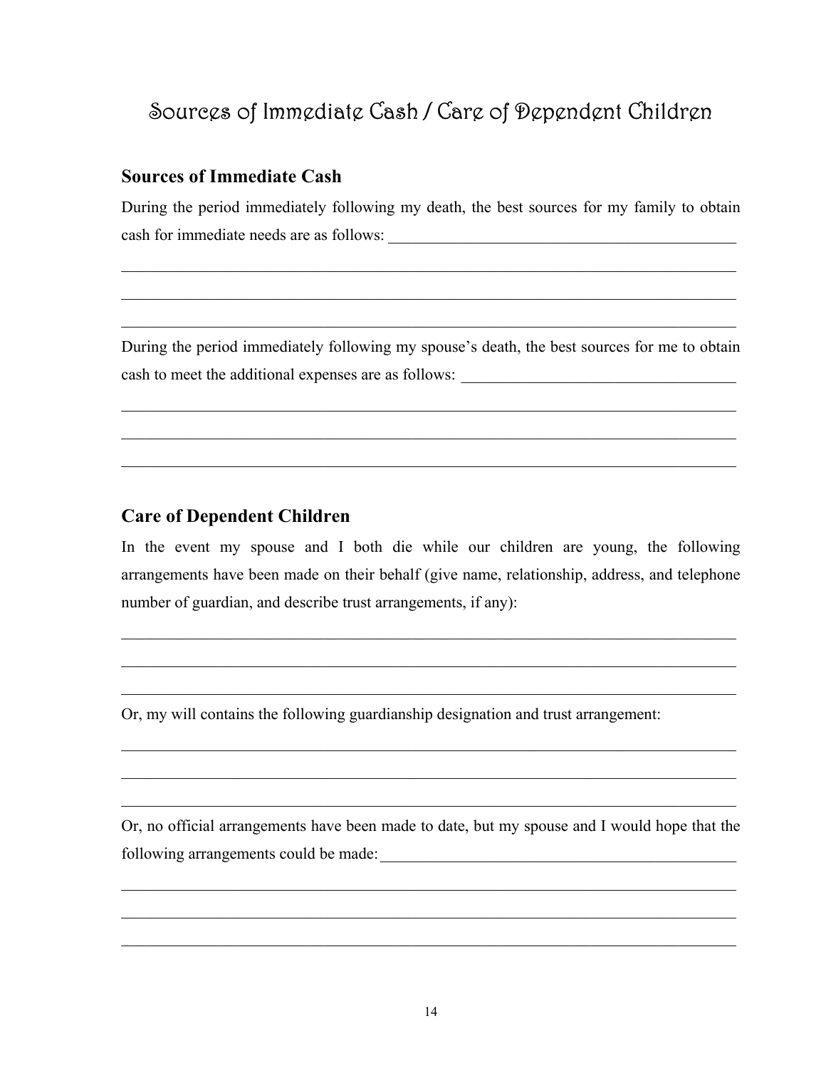# Sources of Immediate Cash / Care of Dependent Children

## Sources of Immediate Cash

During the period immediately following my death, the best sources for my family to obtain cash for immediate needs are as follows: ____________________________________________

________________________________________________________________________________

________________________________________________________________________________

________________________________________________________________________________

During the period immediately following my spouse's death, the best sources for me to obtain cash to meet the additional expenses are as follows: ___________________________________

________________________________________________________________________________

________________________________________________________________________________

________________________________________________________________________________

## Care of Dependent Children

In the event my spouse and I both die while our children are young, the following arrangements have been made on their behalf (give name, relationship, address, and telephone number of guardian, and describe trust arrangements, if any):

________________________________________________________________________________

________________________________________________________________________________

________________________________________________________________________________

Or, my will contains the following guardianship designation and trust arrangement:

________________________________________________________________________________

________________________________________________________________________________

________________________________________________________________________________

Or, no official arrangements have been made to date, but my spouse and I would hope that the following arrangements could be made: _______________________________________________

________________________________________________________________________________

________________________________________________________________________________

________________________________________________________________________________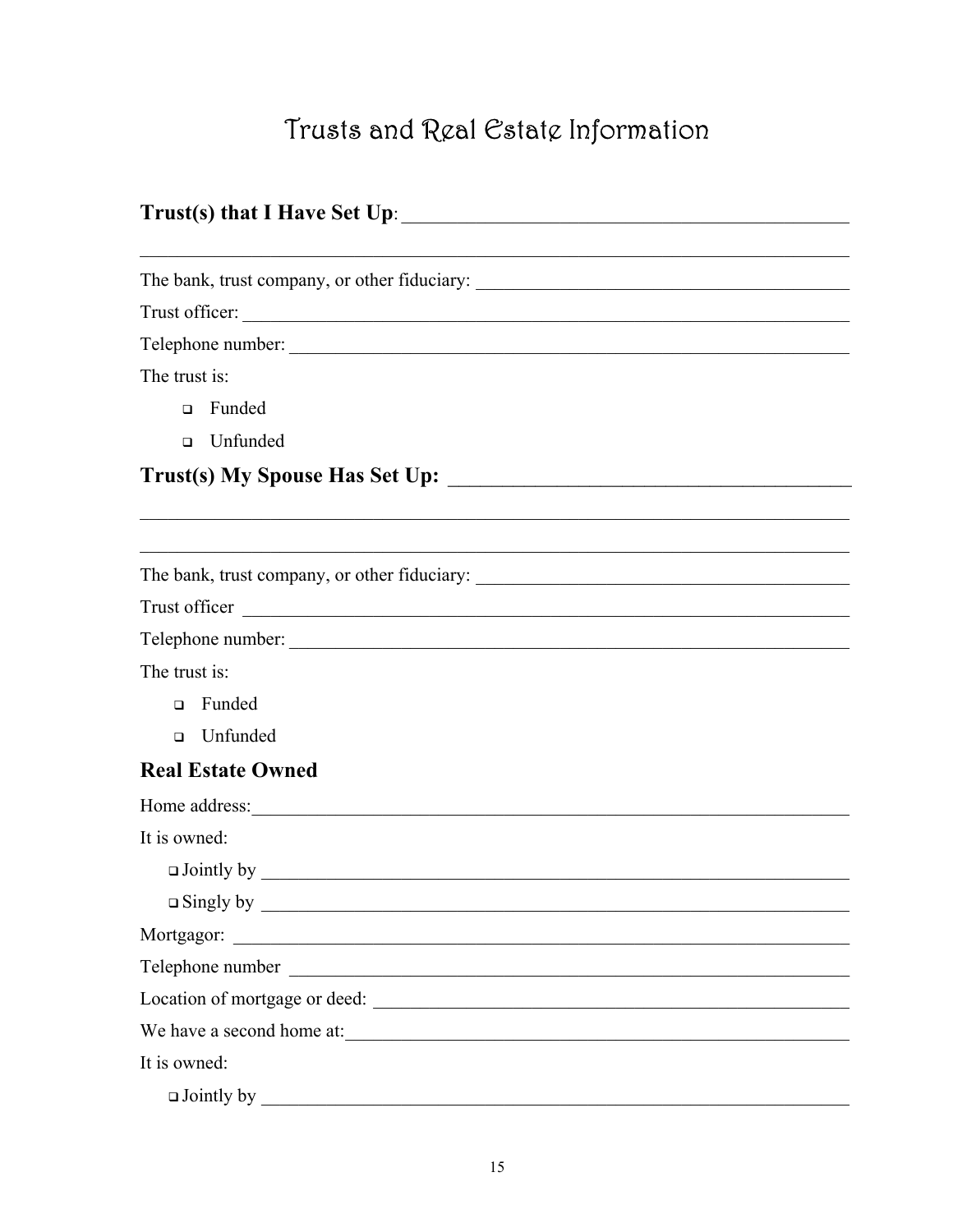# Trusts and Real Estate Information

**Trust(s) that I Have Set Up**: ______________________________________________

________________________________________________________________________

The bank, trust company, or other fiduciary: __________________________________

Trust officer: __________________________________________________________

Telephone number: ______________________________________________________

The trust is:

- ❑ Funded
- ❑ Unfunded

## Trust(s) My Spouse Has Set Up: ______________________________________

________________________________________________________________________

________________________________________________________________________

The bank, trust company, or other fiduciary: __________________________________

Trust officer ___________________________________________________________

Telephone number: ______________________________________________________

The trust is:

- ❑ Funded
- ❑ Unfunded

## Real Estate Owned

Home address:__________________________________________________________

It is owned:

- ❑ Jointly by ___________________________________________________________
- ❑ Singly by ___________________________________________________________

Mortgagor: ____________________________________________________________

Telephone number _______________________________________________________

Location of mortgage or deed: _____________________________________________

We have a second home at:_________________________________________________

It is owned:

- ❑ Jointly by ___________________________________________________________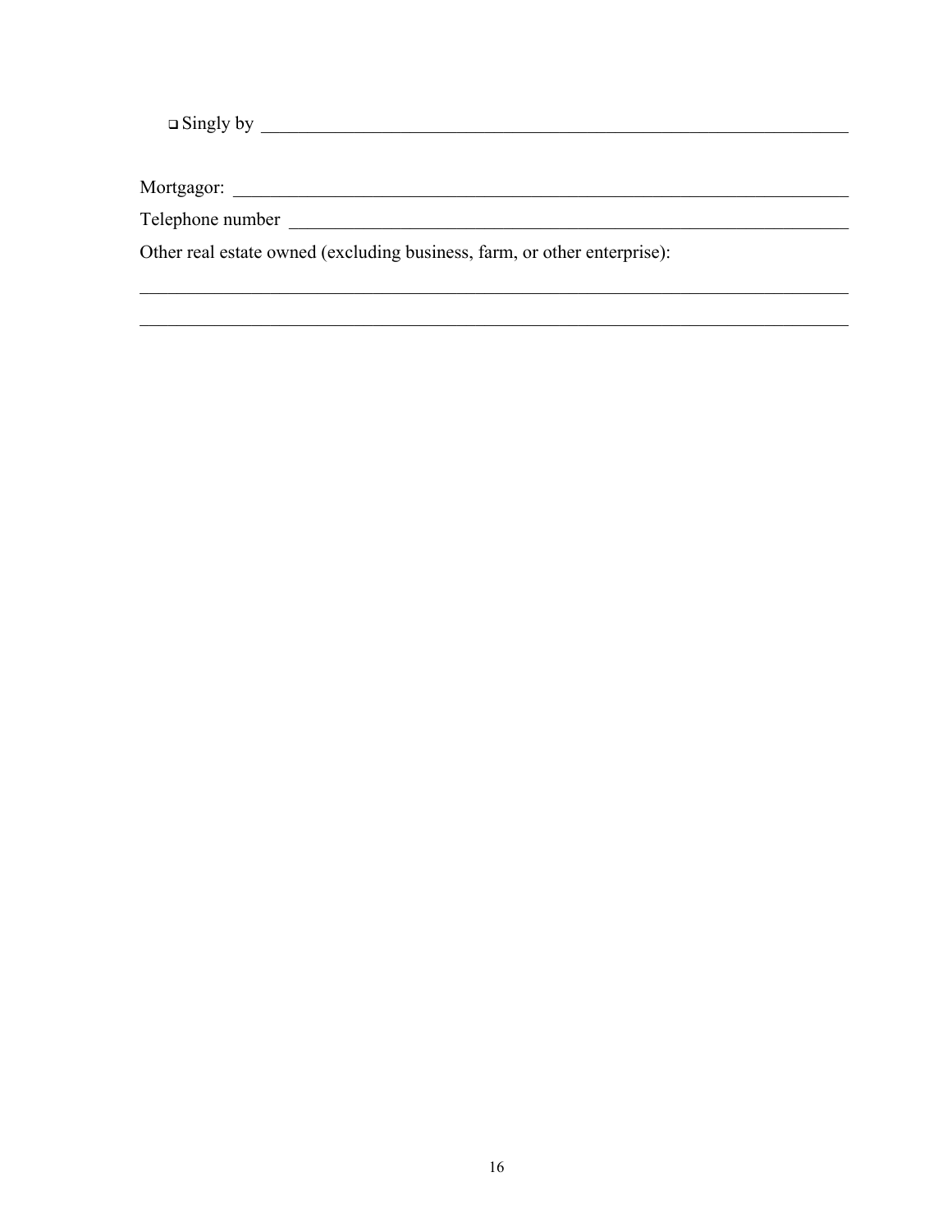❑ Singly by ___________________________________________________________________

Mortgagor: ___________________________________________________________________

Telephone number ______________________________________________________________

Other real estate owned (excluding business, farm, or other enterprise):

_____________________________________________________________________________

_____________________________________________________________________________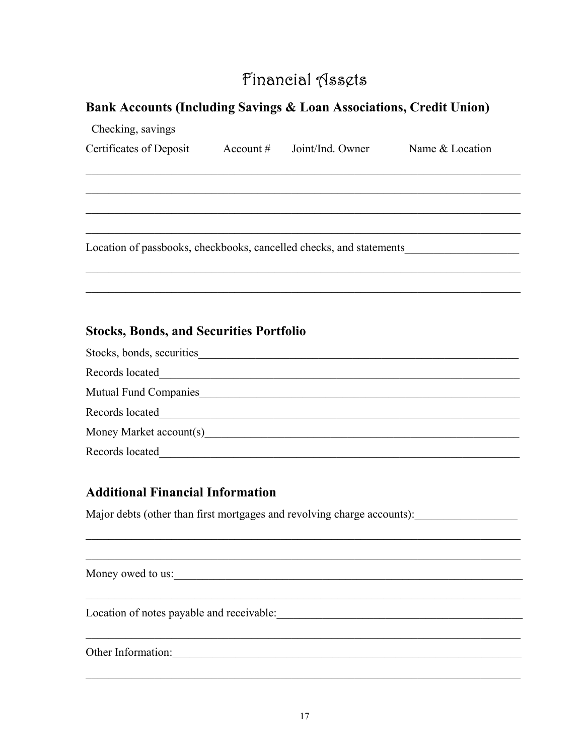# Financial Assets

## Bank Accounts (Including Savings & Loan Associations, Credit Union)

| Checking, savings Certificates of Deposit | Account # | Joint/Ind. Owner | Name & Location |
|---|---|---|---|
| | | | |
| | | | |
| | | | |
| | | | |

Location of passbooks, checkbooks, cancelled checks, and statements____________________

______________________________________________________________________________

______________________________________________________________________________

## Stocks, Bonds, and Securities Portfolio

Stocks, bonds, securities____________________________________________________________

Records located____________________________________________________________

Mutual Fund Companies____________________________________________________________

Records located____________________________________________________________

Money Market account(s)____________________________________________________________

Records located____________________________________________________________

## Additional Financial Information

Major debts (other than first mortgages and revolving charge accounts):__________________

______________________________________________________________________________

______________________________________________________________________________

Money owed to us:____________________________________________________________

______________________________________________________________________________

Location of notes payable and receivable:____________________________________________

______________________________________________________________________________

Other Information:____________________________________________________________

______________________________________________________________________________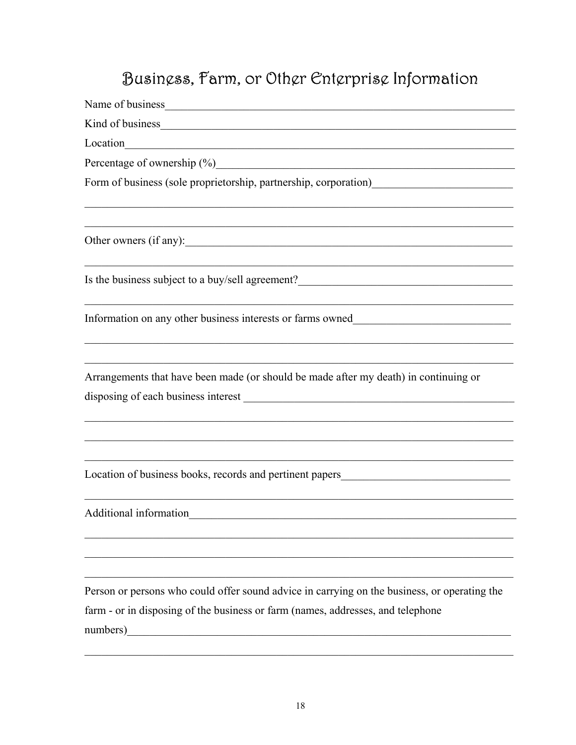# Business, Farm, or Other Enterprise Information

Name of business_______________________________________________________________

Kind of business________________________________________________________________

Location_______________________________________________________________________

Percentage of ownership (%)_____________________________________________________

Form of business (sole proprietorship, partnership, corporation)________________________

_______________________________________________________________________________

_______________________________________________________________________________

Other owners (if any):___________________________________________________________

_______________________________________________________________________________

Is the business subject to a buy/sell agreement?___________________________________

_______________________________________________________________________________

Information on any other business interests or farms owned___________________________

_______________________________________________________________________________

_______________________________________________________________________________

Arrangements that have been made (or should be made after my death) in continuing or disposing of each business interest ____________________________________________

_______________________________________________________________________________

_______________________________________________________________________________

_______________________________________________________________________________

Location of business books, records and pertinent papers____________________________

_______________________________________________________________________________

Additional information____________________________________________________________

_______________________________________________________________________________

_______________________________________________________________________________

_______________________________________________________________________________

Person or persons who could offer sound advice in carrying on the business, or operating the farm - or in disposing of the business or farm (names, addresses, and telephone numbers)_______________________________________________________________________

_______________________________________________________________________________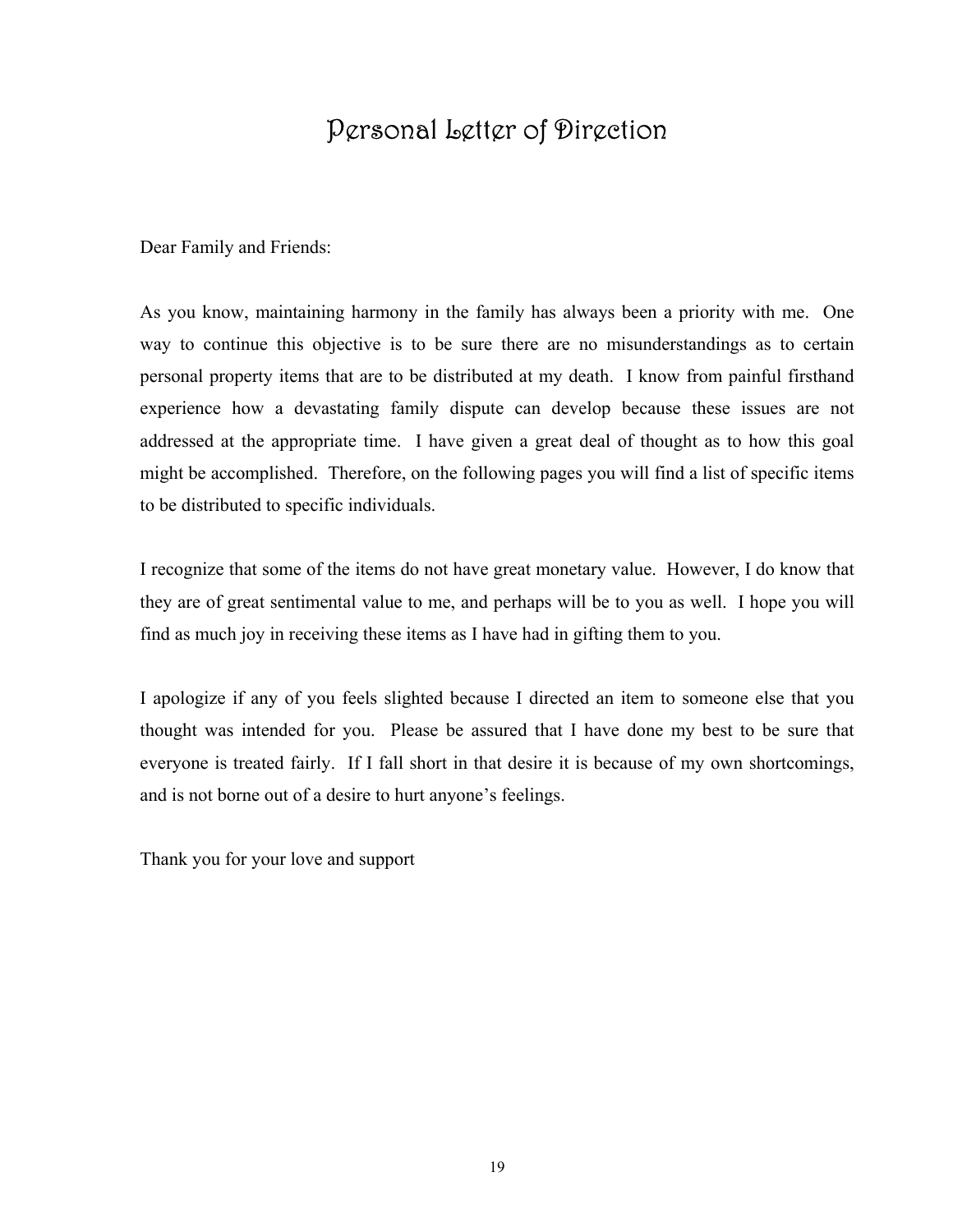# Personal Letter of Direction

Dear Family and Friends:

As you know, maintaining harmony in the family has always been a priority with me. One way to continue this objective is to be sure there are no misunderstandings as to certain personal property items that are to be distributed at my death. I know from painful firsthand experience how a devastating family dispute can develop because these issues are not addressed at the appropriate time. I have given a great deal of thought as to how this goal might be accomplished. Therefore, on the following pages you will find a list of specific items to be distributed to specific individuals.

I recognize that some of the items do not have great monetary value. However, I do know that they are of great sentimental value to me, and perhaps will be to you as well. I hope you will find as much joy in receiving these items as I have had in gifting them to you.

I apologize if any of you feels slighted because I directed an item to someone else that you thought was intended for you. Please be assured that I have done my best to be sure that everyone is treated fairly. If I fall short in that desire it is because of my own shortcomings, and is not borne out of a desire to hurt anyone's feelings.

Thank you for your love and support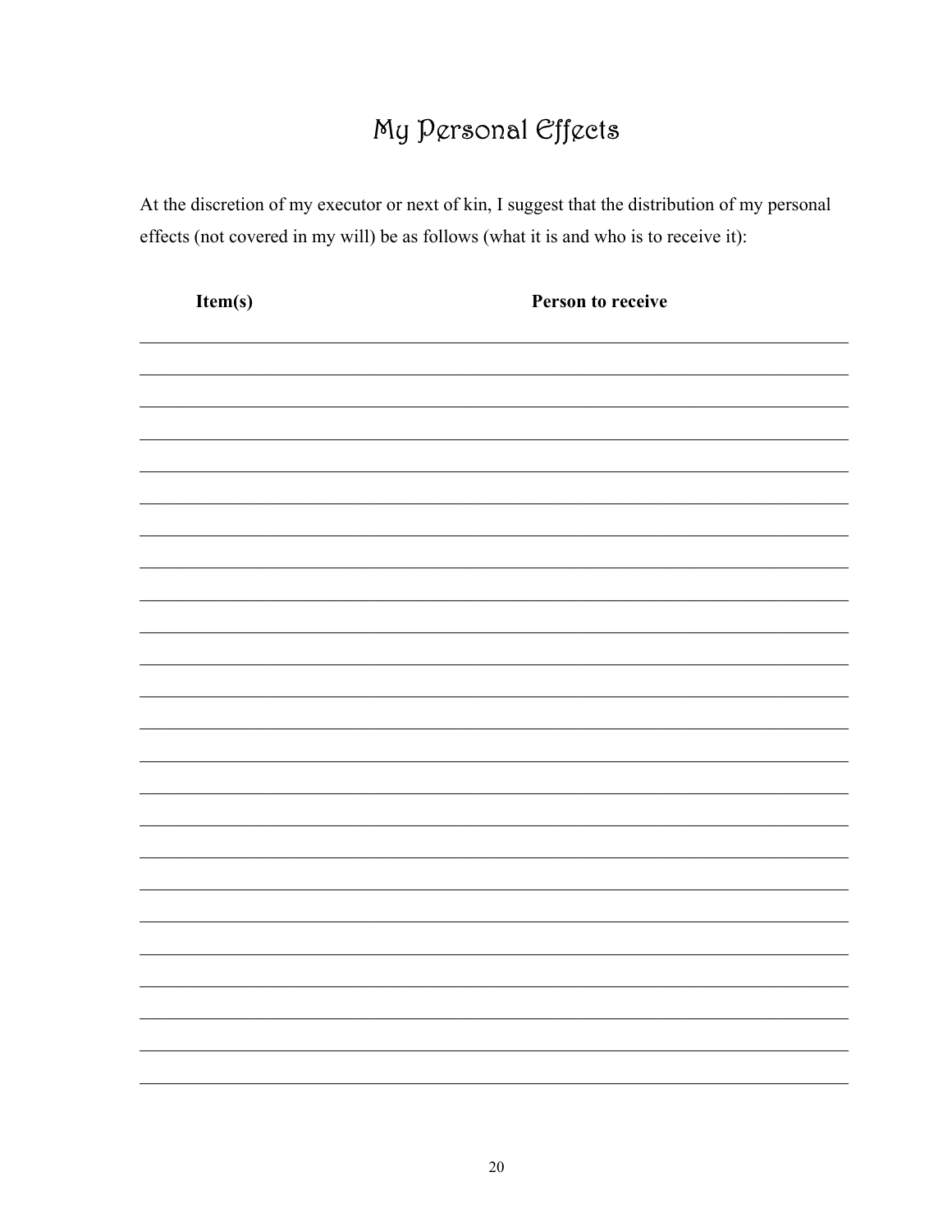# My Personal Effects

At the discretion of my executor or next of kin, I suggest that the distribution of my personal effects (not covered in my will) be as follows (what it is and who is to receive it):

| Item(s) | Person to receive |
| --- | --- |
| | |
| | |
| | |
| | |
| | |
| | |
| | |
| | |
| | |
| | |
| | |
| | |
| | |
| | |
| | |
| | |
| | |
| | |
| | |
| | |
| | |
| | |
| | |
| | |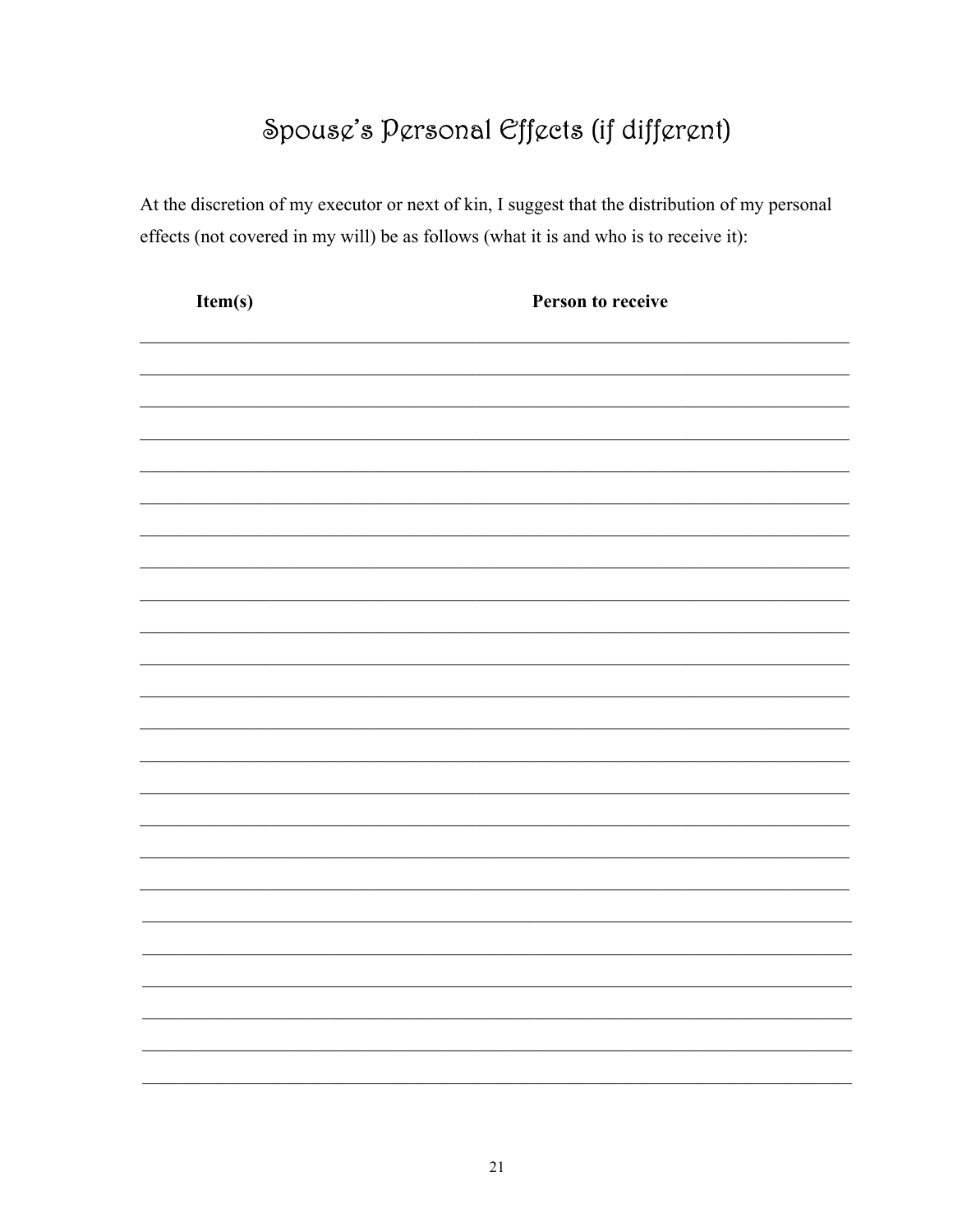# Spouse's Personal Effects (if different)

At the discretion of my executor or next of kin, I suggest that the distribution of my personal effects (not covered in my will) be as follows (what it is and who is to receive it):

| Item(s) | Person to receive |
|---|---|
| | |
| | |
| | |
| | |
| | |
| | |
| | |
| | |
| | |
| | |
| | |
| | |
| | |
| | |
| | |
| | |
| | |
| | |
| | |
| | |
| | |
| | |
| | |
| | |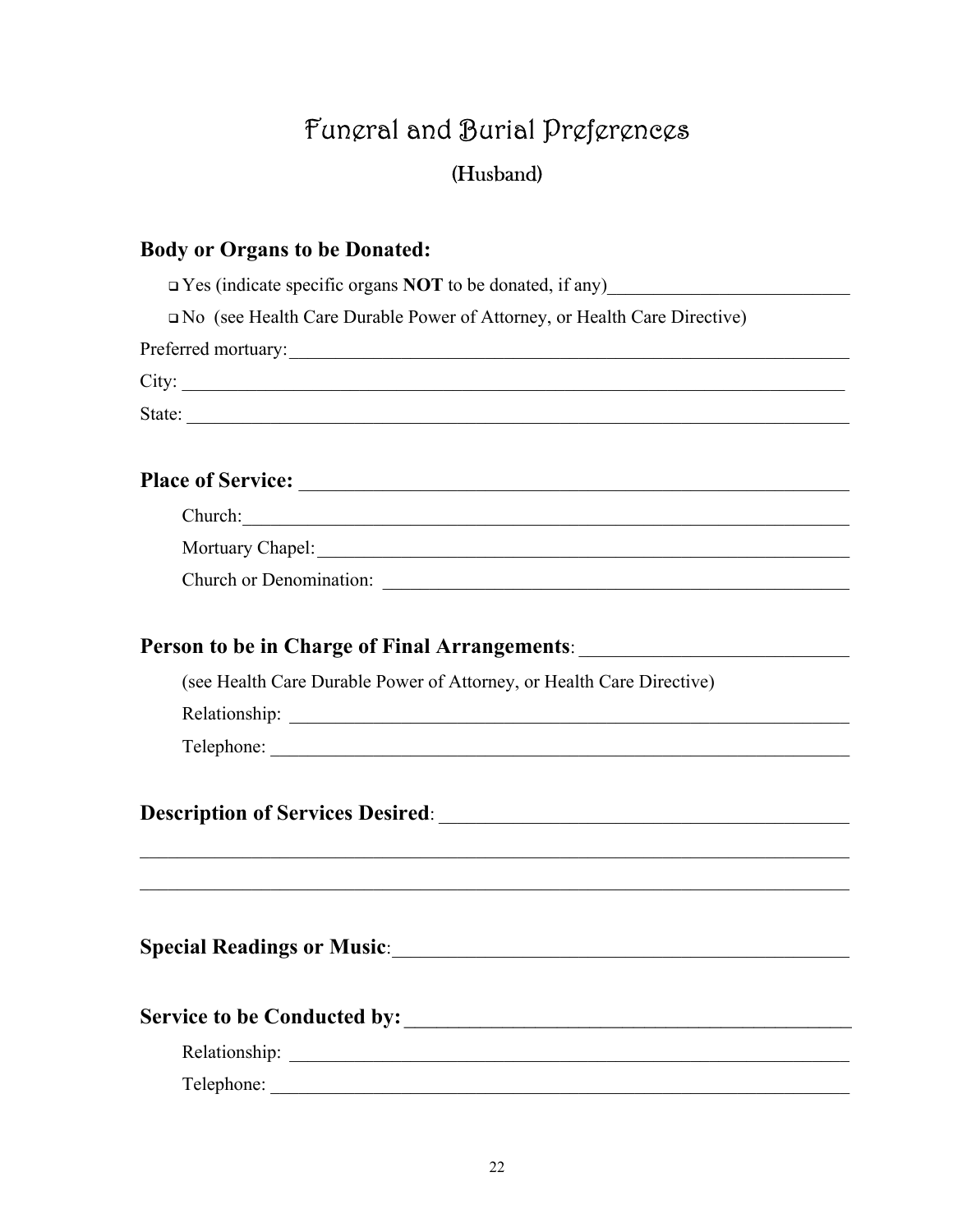# Funeral and Burial Preferences

## (Husband)

**Body or Organs to be Donated:**

- ☐ Yes (indicate specific organs **NOT** to be donated, if any)__________________________
- ☐ No (see Health Care Durable Power of Attorney, or Health Care Directive)

Preferred mortuary:_______________________________________________________________

City: ______________________________________________________________________

State: ______________________________________________________________________

**Place of Service:** _______________________________________________________

Church:______________________________________________________________

Mortuary Chapel:_______________________________________________________

Church or Denomination: ________________________________________________

**Person to be in Charge of Final Arrangements**: ___________________________

(see Health Care Durable Power of Attorney, or Health Care Directive)

Relationship: __________________________________________________________

Telephone: ____________________________________________________________

**Description of Services Desired**: _________________________________________

_____________________________________________________________________________

_____________________________________________________________________________

**Special Readings or Music**:_______________________________________________

**Service to be Conducted by:** _____________________________________________

Relationship: __________________________________________________________

Telephone: ____________________________________________________________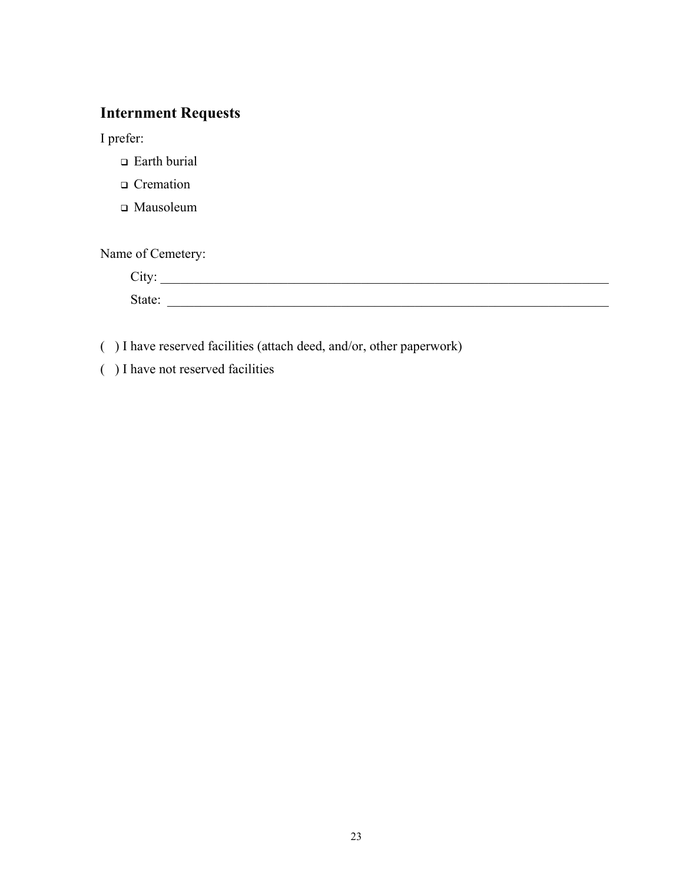## Internment Requests

I prefer:

- ❑ Earth burial
- ❑ Cremation
- ❑ Mausoleum

Name of Cemetery:

City: ______________________________________________________________________

State: ______________________________________________________________________

( ) I have reserved facilities (attach deed, and/or, other paperwork)

( ) I have not reserved facilities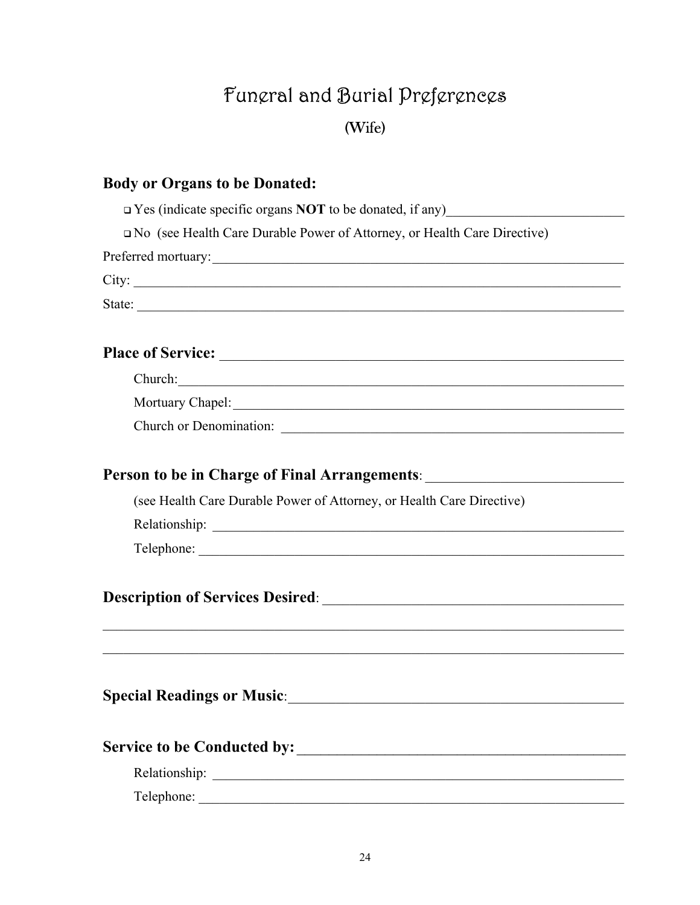# Funeral and Burial Preferences

(Wife)

## Body or Organs to be Donated:

- ❑ Yes (indicate specific organs **NOT** to be donated, if any)__________________________
- ❑ No (see Health Care Durable Power of Attorney, or Health Care Directive)

Preferred mortuary:_______________________________________________________________

City: _________________________________________________________________________

State: ________________________________________________________________________

## Place of Service: ______________________________________________________

Church:_______________________________________________________________

Mortuary Chapel:_______________________________________________________

Church or Denomination: ________________________________________________

## Person to be in Charge of Final Arrangements: ___________________________

(see Health Care Durable Power of Attorney, or Health Care Directive)

Relationship: __________________________________________________________

Telephone: ____________________________________________________________

## Description of Services Desired: ________________________________________

______________________________________________________________________________

______________________________________________________________________________

## Special Readings or Music:_____________________________________________

## Service to be Conducted by: ___________________________________________

Relationship: __________________________________________________________

Telephone: ____________________________________________________________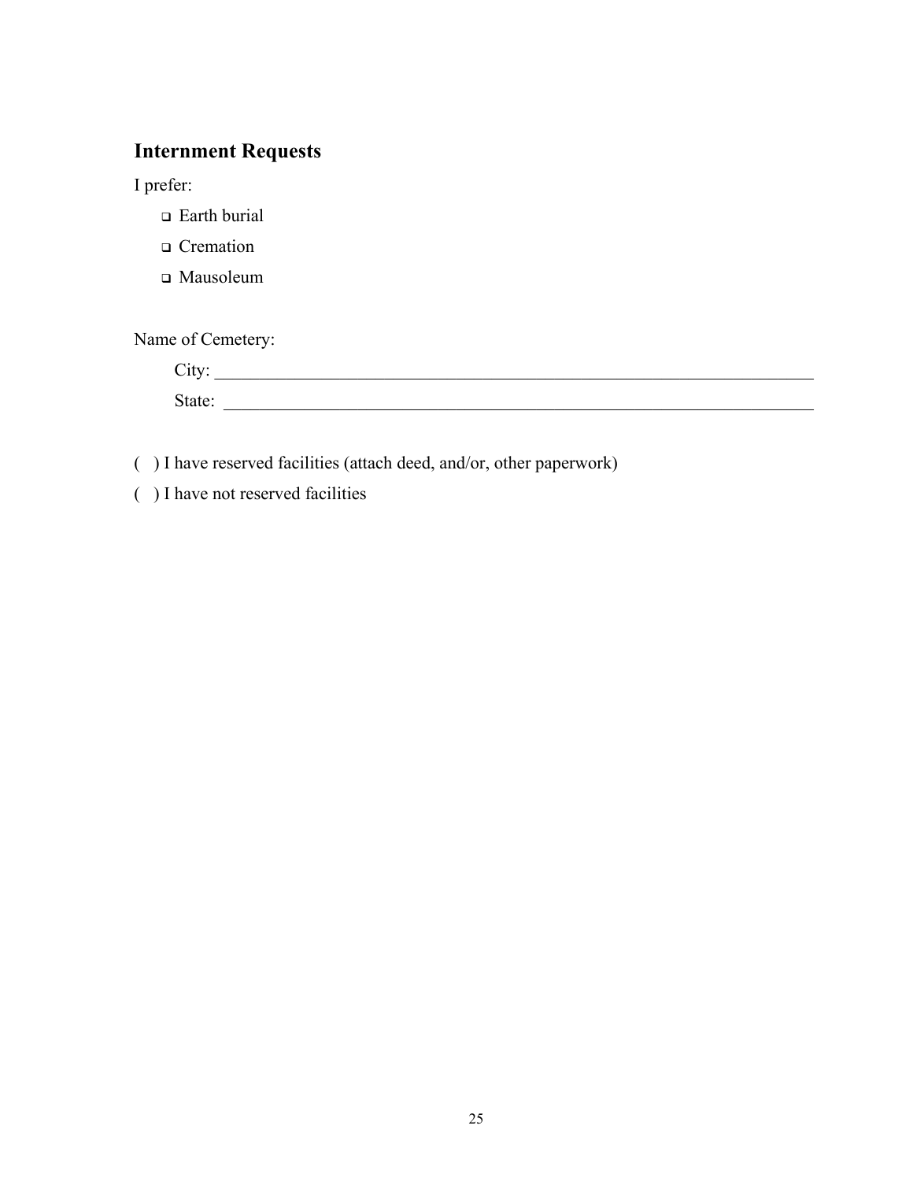## Internment Requests

I prefer:

- ❑ Earth burial
- ❑ Cremation
- ❑ Mausoleum

Name of Cemetery:

City: ______________________________________________________________________

State: ______________________________________________________________________

( ) I have reserved facilities (attach deed, and/or, other paperwork)

( ) I have not reserved facilities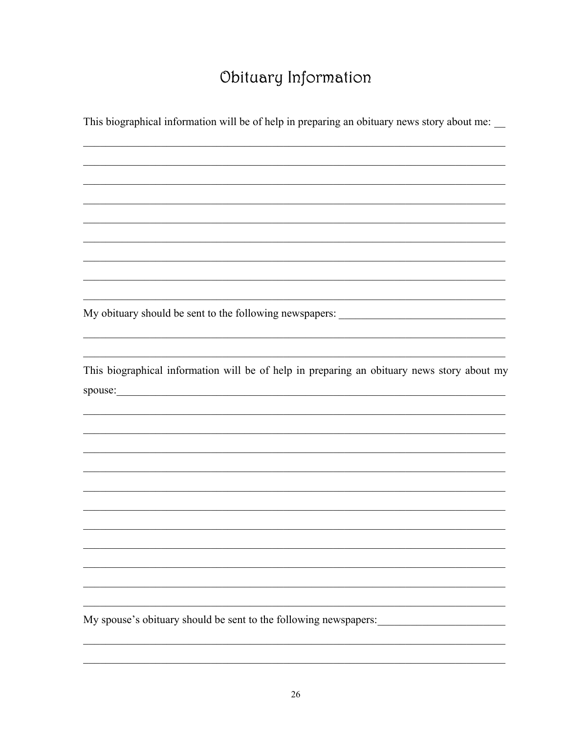# Obituary Information

This biographical information will be of help in preparing an obituary news story about me: __

_______________________________________________________________________________

_______________________________________________________________________________

_______________________________________________________________________________

_______________________________________________________________________________

_______________________________________________________________________________

_______________________________________________________________________________

_______________________________________________________________________________

_______________________________________________________________________________

_______________________________________________________________________________

My obituary should be sent to the following newspapers: ______________________________

_______________________________________________________________________________

_______________________________________________________________________________

This biographical information will be of help in preparing an obituary news story about my spouse:___________________________________________________________________________

_______________________________________________________________________________

_______________________________________________________________________________

_______________________________________________________________________________

_______________________________________________________________________________

_______________________________________________________________________________

_______________________________________________________________________________

_______________________________________________________________________________

_______________________________________________________________________________

_______________________________________________________________________________

_______________________________________________________________________________

_______________________________________________________________________________

My spouse's obituary should be sent to the following newspapers:_______________________

_______________________________________________________________________________

_______________________________________________________________________________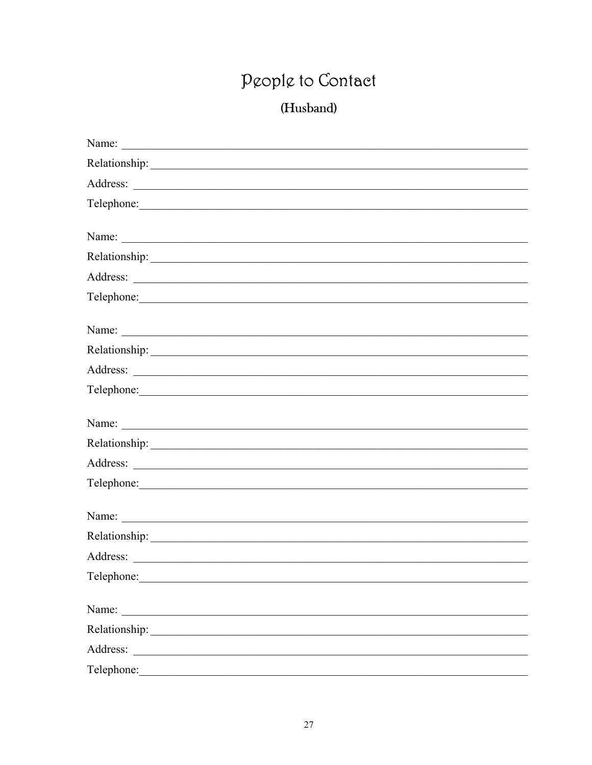# People to Contact

## (Husband)

Name: \_\_\_\_\_\_\_\_\_\_\_\_\_\_\_\_\_\_\_\_\_\_\_\_\_\_\_\_\_\_\_\_\_\_\_\_\_\_\_\_

Relationship: \_\_\_\_\_\_\_\_\_\_\_\_\_\_\_\_\_\_\_\_\_\_\_\_\_\_\_\_\_\_\_\_\_\_\_\_\_\_\_\_

Address: \_\_\_\_\_\_\_\_\_\_\_\_\_\_\_\_\_\_\_\_\_\_\_\_\_\_\_\_\_\_\_\_\_\_\_\_\_\_\_\_

Telephone: \_\_\_\_\_\_\_\_\_\_\_\_\_\_\_\_\_\_\_\_\_\_\_\_\_\_\_\_\_\_\_\_\_\_\_\_\_\_\_\_

Name: \_\_\_\_\_\_\_\_\_\_\_\_\_\_\_\_\_\_\_\_\_\_\_\_\_\_\_\_\_\_\_\_\_\_\_\_\_\_\_\_

Relationship: \_\_\_\_\_\_\_\_\_\_\_\_\_\_\_\_\_\_\_\_\_\_\_\_\_\_\_\_\_\_\_\_\_\_\_\_\_\_\_\_

Address: \_\_\_\_\_\_\_\_\_\_\_\_\_\_\_\_\_\_\_\_\_\_\_\_\_\_\_\_\_\_\_\_\_\_\_\_\_\_\_\_

Telephone: \_\_\_\_\_\_\_\_\_\_\_\_\_\_\_\_\_\_\_\_\_\_\_\_\_\_\_\_\_\_\_\_\_\_\_\_\_\_\_\_

Name: \_\_\_\_\_\_\_\_\_\_\_\_\_\_\_\_\_\_\_\_\_\_\_\_\_\_\_\_\_\_\_\_\_\_\_\_\_\_\_\_

Relationship: \_\_\_\_\_\_\_\_\_\_\_\_\_\_\_\_\_\_\_\_\_\_\_\_\_\_\_\_\_\_\_\_\_\_\_\_\_\_\_\_

Address: \_\_\_\_\_\_\_\_\_\_\_\_\_\_\_\_\_\_\_\_\_\_\_\_\_\_\_\_\_\_\_\_\_\_\_\_\_\_\_\_

Telephone: \_\_\_\_\_\_\_\_\_\_\_\_\_\_\_\_\_\_\_\_\_\_\_\_\_\_\_\_\_\_\_\_\_\_\_\_\_\_\_\_

Name: \_\_\_\_\_\_\_\_\_\_\_\_\_\_\_\_\_\_\_\_\_\_\_\_\_\_\_\_\_\_\_\_\_\_\_\_\_\_\_\_

Relationship: \_\_\_\_\_\_\_\_\_\_\_\_\_\_\_\_\_\_\_\_\_\_\_\_\_\_\_\_\_\_\_\_\_\_\_\_\_\_\_\_

Address: \_\_\_\_\_\_\_\_\_\_\_\_\_\_\_\_\_\_\_\_\_\_\_\_\_\_\_\_\_\_\_\_\_\_\_\_\_\_\_\_

Telephone: \_\_\_\_\_\_\_\_\_\_\_\_\_\_\_\_\_\_\_\_\_\_\_\_\_\_\_\_\_\_\_\_\_\_\_\_\_\_\_\_

Name: \_\_\_\_\_\_\_\_\_\_\_\_\_\_\_\_\_\_\_\_\_\_\_\_\_\_\_\_\_\_\_\_\_\_\_\_\_\_\_\_

Relationship: \_\_\_\_\_\_\_\_\_\_\_\_\_\_\_\_\_\_\_\_\_\_\_\_\_\_\_\_\_\_\_\_\_\_\_\_\_\_\_\_

Address: \_\_\_\_\_\_\_\_\_\_\_\_\_\_\_\_\_\_\_\_\_\_\_\_\_\_\_\_\_\_\_\_\_\_\_\_\_\_\_\_

Telephone: \_\_\_\_\_\_\_\_\_\_\_\_\_\_\_\_\_\_\_\_\_\_\_\_\_\_\_\_\_\_\_\_\_\_\_\_\_\_\_\_

Name: \_\_\_\_\_\_\_\_\_\_\_\_\_\_\_\_\_\_\_\_\_\_\_\_\_\_\_\_\_\_\_\_\_\_\_\_\_\_\_\_

Relationship: \_\_\_\_\_\_\_\_\_\_\_\_\_\_\_\_\_\_\_\_\_\_\_\_\_\_\_\_\_\_\_\_\_\_\_\_\_\_\_\_

Address: \_\_\_\_\_\_\_\_\_\_\_\_\_\_\_\_\_\_\_\_\_\_\_\_\_\_\_\_\_\_\_\_\_\_\_\_\_\_\_\_

Telephone: \_\_\_\_\_\_\_\_\_\_\_\_\_\_\_\_\_\_\_\_\_\_\_\_\_\_\_\_\_\_\_\_\_\_\_\_\_\_\_\_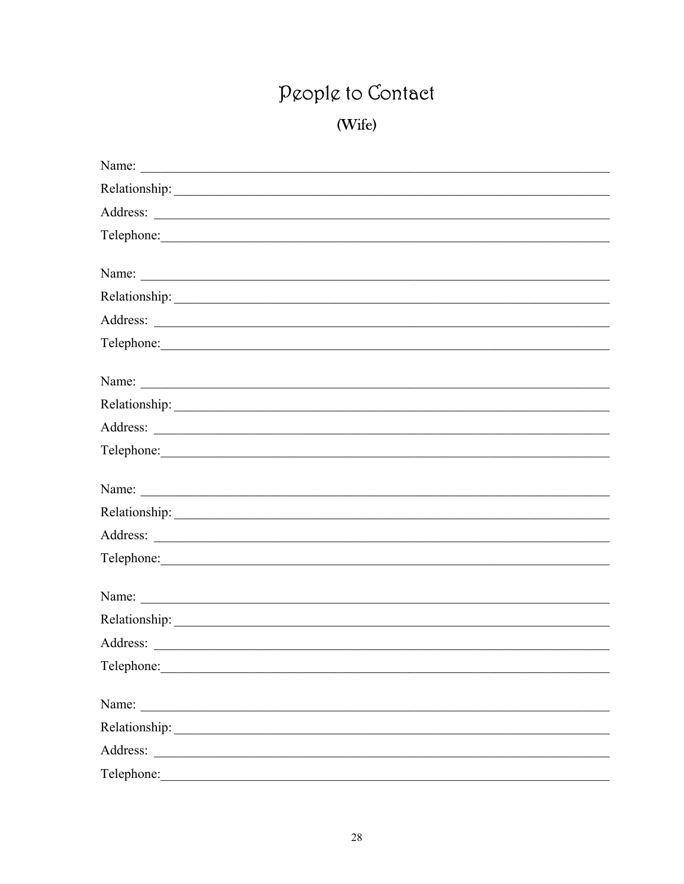# People to Contact

## (Wife)

Name: \_\_\_\_\_\_\_\_\_\_\_\_\_\_\_\_\_\_\_\_\_\_\_\_\_\_\_\_\_\_\_\_\_\_\_\_\_\_\_\_\_\_\_\_\_\_\_\_\_\_\_\_\_\_\_\_

Relationship: \_\_\_\_\_\_\_\_\_\_\_\_\_\_\_\_\_\_\_\_\_\_\_\_\_\_\_\_\_\_\_\_\_\_\_\_\_\_\_\_\_\_\_\_\_\_\_\_\_\_

Address: \_\_\_\_\_\_\_\_\_\_\_\_\_\_\_\_\_\_\_\_\_\_\_\_\_\_\_\_\_\_\_\_\_\_\_\_\_\_\_\_\_\_\_\_\_\_\_\_\_\_\_\_\_\_

Telephone: \_\_\_\_\_\_\_\_\_\_\_\_\_\_\_\_\_\_\_\_\_\_\_\_\_\_\_\_\_\_\_\_\_\_\_\_\_\_\_\_\_\_\_\_\_\_\_\_\_\_\_\_\_

Name: \_\_\_\_\_\_\_\_\_\_\_\_\_\_\_\_\_\_\_\_\_\_\_\_\_\_\_\_\_\_\_\_\_\_\_\_\_\_\_\_\_\_\_\_\_\_\_\_\_\_\_\_\_\_\_\_

Relationship: \_\_\_\_\_\_\_\_\_\_\_\_\_\_\_\_\_\_\_\_\_\_\_\_\_\_\_\_\_\_\_\_\_\_\_\_\_\_\_\_\_\_\_\_\_\_\_\_\_\_

Address: \_\_\_\_\_\_\_\_\_\_\_\_\_\_\_\_\_\_\_\_\_\_\_\_\_\_\_\_\_\_\_\_\_\_\_\_\_\_\_\_\_\_\_\_\_\_\_\_\_\_\_\_\_\_

Telephone: \_\_\_\_\_\_\_\_\_\_\_\_\_\_\_\_\_\_\_\_\_\_\_\_\_\_\_\_\_\_\_\_\_\_\_\_\_\_\_\_\_\_\_\_\_\_\_\_\_\_\_\_\_

Name: \_\_\_\_\_\_\_\_\_\_\_\_\_\_\_\_\_\_\_\_\_\_\_\_\_\_\_\_\_\_\_\_\_\_\_\_\_\_\_\_\_\_\_\_\_\_\_\_\_\_\_\_\_\_\_\_

Relationship: \_\_\_\_\_\_\_\_\_\_\_\_\_\_\_\_\_\_\_\_\_\_\_\_\_\_\_\_\_\_\_\_\_\_\_\_\_\_\_\_\_\_\_\_\_\_\_\_\_\_

Address: \_\_\_\_\_\_\_\_\_\_\_\_\_\_\_\_\_\_\_\_\_\_\_\_\_\_\_\_\_\_\_\_\_\_\_\_\_\_\_\_\_\_\_\_\_\_\_\_\_\_\_\_\_\_

Telephone: \_\_\_\_\_\_\_\_\_\_\_\_\_\_\_\_\_\_\_\_\_\_\_\_\_\_\_\_\_\_\_\_\_\_\_\_\_\_\_\_\_\_\_\_\_\_\_\_\_\_\_\_\_

Name: \_\_\_\_\_\_\_\_\_\_\_\_\_\_\_\_\_\_\_\_\_\_\_\_\_\_\_\_\_\_\_\_\_\_\_\_\_\_\_\_\_\_\_\_\_\_\_\_\_\_\_\_\_\_\_\_

Relationship: \_\_\_\_\_\_\_\_\_\_\_\_\_\_\_\_\_\_\_\_\_\_\_\_\_\_\_\_\_\_\_\_\_\_\_\_\_\_\_\_\_\_\_\_\_\_\_\_\_\_

Address: \_\_\_\_\_\_\_\_\_\_\_\_\_\_\_\_\_\_\_\_\_\_\_\_\_\_\_\_\_\_\_\_\_\_\_\_\_\_\_\_\_\_\_\_\_\_\_\_\_\_\_\_\_\_

Telephone: \_\_\_\_\_\_\_\_\_\_\_\_\_\_\_\_\_\_\_\_\_\_\_\_\_\_\_\_\_\_\_\_\_\_\_\_\_\_\_\_\_\_\_\_\_\_\_\_\_\_\_\_\_

Name: \_\_\_\_\_\_\_\_\_\_\_\_\_\_\_\_\_\_\_\_\_\_\_\_\_\_\_\_\_\_\_\_\_\_\_\_\_\_\_\_\_\_\_\_\_\_\_\_\_\_\_\_\_\_\_\_

Relationship: \_\_\_\_\_\_\_\_\_\_\_\_\_\_\_\_\_\_\_\_\_\_\_\_\_\_\_\_\_\_\_\_\_\_\_\_\_\_\_\_\_\_\_\_\_\_\_\_\_\_

Address: \_\_\_\_\_\_\_\_\_\_\_\_\_\_\_\_\_\_\_\_\_\_\_\_\_\_\_\_\_\_\_\_\_\_\_\_\_\_\_\_\_\_\_\_\_\_\_\_\_\_\_\_\_\_

Telephone: \_\_\_\_\_\_\_\_\_\_\_\_\_\_\_\_\_\_\_\_\_\_\_\_\_\_\_\_\_\_\_\_\_\_\_\_\_\_\_\_\_\_\_\_\_\_\_\_\_\_\_\_\_

Name: \_\_\_\_\_\_\_\_\_\_\_\_\_\_\_\_\_\_\_\_\_\_\_\_\_\_\_\_\_\_\_\_\_\_\_\_\_\_\_\_\_\_\_\_\_\_\_\_\_\_\_\_\_\_\_\_

Relationship: \_\_\_\_\_\_\_\_\_\_\_\_\_\_\_\_\_\_\_\_\_\_\_\_\_\_\_\_\_\_\_\_\_\_\_\_\_\_\_\_\_\_\_\_\_\_\_\_\_\_

Address: \_\_\_\_\_\_\_\_\_\_\_\_\_\_\_\_\_\_\_\_\_\_\_\_\_\_\_\_\_\_\_\_\_\_\_\_\_\_\_\_\_\_\_\_\_\_\_\_\_\_\_\_\_\_

Telephone: \_\_\_\_\_\_\_\_\_\_\_\_\_\_\_\_\_\_\_\_\_\_\_\_\_\_\_\_\_\_\_\_\_\_\_\_\_\_\_\_\_\_\_\_\_\_\_\_\_\_\_\_\_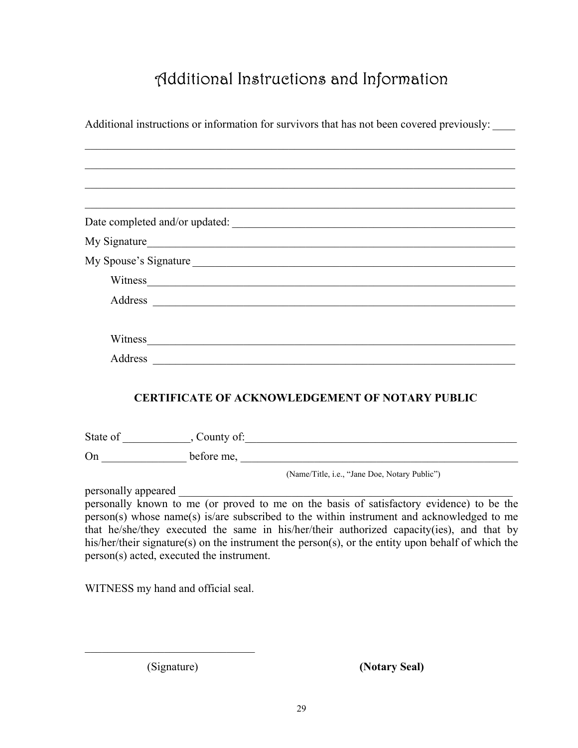# Additional Instructions and Information

Additional instructions or information for survivors that has not been covered previously: ____

______________________________________________________________________________

______________________________________________________________________________

______________________________________________________________________________

______________________________________________________________________________

Date completed and/or updated: ______________________________________________

My Signature_________________________________________________________________

My Spouse's Signature ________________________________________________________

Witness______________________________________________________________

Address ______________________________________________________________

Witness______________________________________________________________

Address ______________________________________________________________

**CERTIFICATE OF ACKNOWLEDGEMENT OF NOTARY PUBLIC**

State of ____________, County of:___________________________________________________

On _______________ before me, _____________________________________________________

(Name/Title, i.e., "Jane Doe, Notary Public")

personally appeared ___________________________________________________________
personally known to me (or proved to me on the basis of satisfactory evidence) to be the person(s) whose name(s) is/are subscribed to the within instrument and acknowledged to me that he/she/they executed the same in his/her/their authorized capacity(ies), and that by his/her/their signature(s) on the instrument the person(s), or the entity upon behalf of which the person(s) acted, executed the instrument.

WITNESS my hand and official seal.

______________________________

(Signature) **(Notary Seal)**